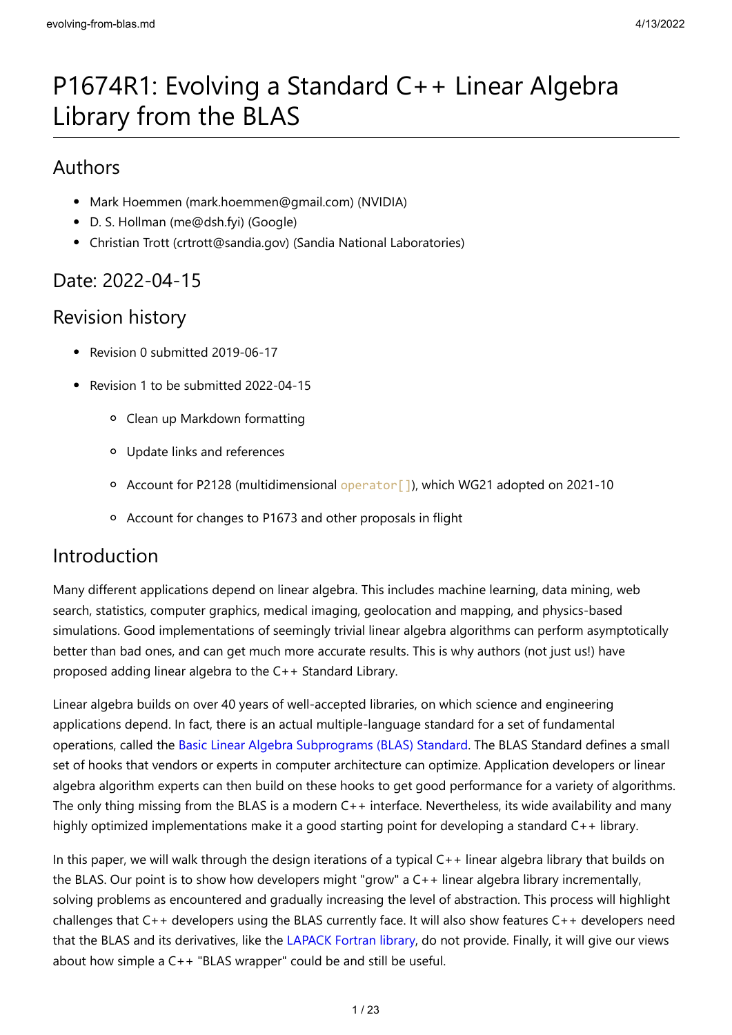# P1674R1: Evolving a Standard C++ Linear Algebra Library from the BLAS

## Authors

- Mark Hoemmen (mark.hoemmen@gmail.com) (NVIDIA)
- D. S. Hollman (me@dsh.fyi) (Google)
- Christian Trott (crtrott@sandia.gov) (Sandia National Laboratories)

## Date: 2022-04-15

## Revision history

- Revision 0 submitted 2019-06-17
- Revision 1 to be submitted 2022-04-15
    - Clean up Markdown formatting
    - Update links and references
    - Account for P2128 (multidimensional `operator[]`), which WG21 adopted on 2021-10
    - Account for changes to P1673 and other proposals in flight

## Introduction

Many different applications depend on linear algebra. This includes machine learning, data mining, web search, statistics, computer graphics, medical imaging, geolocation and mapping, and physics-based simulations. Good implementations of seemingly trivial linear algebra algorithms can perform asymptotically better than bad ones, and can get much more accurate results. This is why authors (not just us!) have proposed adding linear algebra to the C++ Standard Library.

Linear algebra builds on over 40 years of well-accepted libraries, on which science and engineering applications depend. In fact, there is an actual multiple-language standard for a set of fundamental operations, called the Basic Linear Algebra Subprograms (BLAS) Standard. The BLAS Standard defines a small set of hooks that vendors or experts in computer architecture can optimize. Application developers or linear algebra algorithm experts can then build on these hooks to get good performance for a variety of algorithms. The only thing missing from the BLAS is a modern C++ interface. Nevertheless, its wide availability and many highly optimized implementations make it a good starting point for developing a standard C++ library.

In this paper, we will walk through the design iterations of a typical C++ linear algebra library that builds on the BLAS. Our point is to show how developers might "grow" a C++ linear algebra library incrementally, solving problems as encountered and gradually increasing the level of abstraction. This process will highlight challenges that C++ developers using the BLAS currently face. It will also show features C++ developers need that the BLAS and its derivatives, like the LAPACK Fortran library, do not provide. Finally, it will give our views about how simple a C++ "BLAS wrapper" could be and still be useful.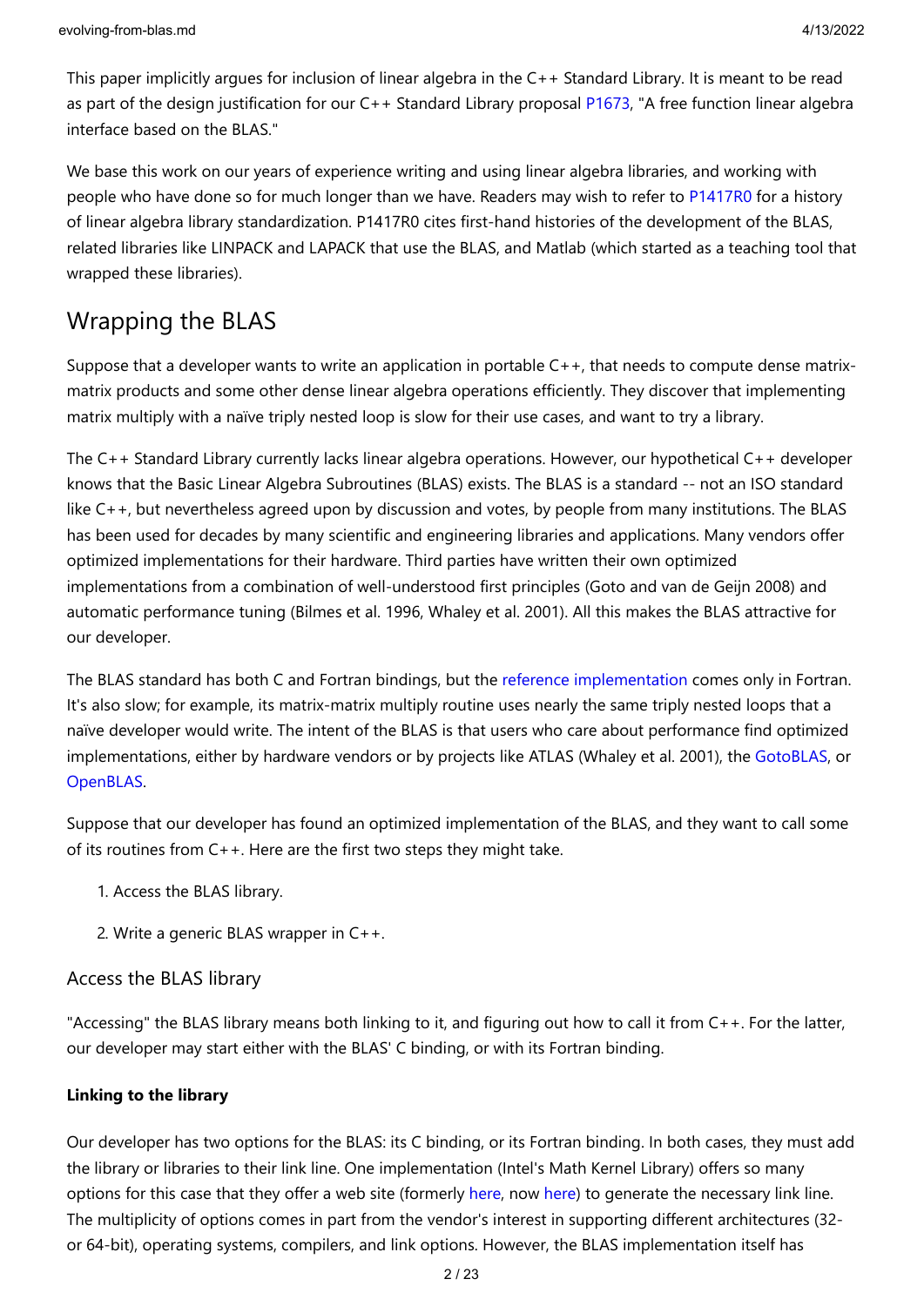This paper implicitly argues for inclusion of linear algebra in the C++ Standard Library. It is meant to be read as part of the design justification for our C++ Standard Library proposal P1673, "A free function linear algebra interface based on the BLAS."

We base this work on our years of experience writing and using linear algebra libraries, and working with people who have done so for much longer than we have. Readers may wish to refer to P1417R0 for a history of linear algebra library standardization. P1417R0 cites first-hand histories of the development of the BLAS, related libraries like LINPACK and LAPACK that use the BLAS, and Matlab (which started as a teaching tool that wrapped these libraries).

## Wrapping the BLAS

Suppose that a developer wants to write an application in portable C++, that needs to compute dense matrix-matrix products and some other dense linear algebra operations efficiently. They discover that implementing matrix multiply with a naïve triply nested loop is slow for their use cases, and want to try a library.

The C++ Standard Library currently lacks linear algebra operations. However, our hypothetical C++ developer knows that the Basic Linear Algebra Subroutines (BLAS) exists. The BLAS is a standard -- not an ISO standard like C++, but nevertheless agreed upon by discussion and votes, by people from many institutions. The BLAS has been used for decades by many scientific and engineering libraries and applications. Many vendors offer optimized implementations for their hardware. Third parties have written their own optimized implementations from a combination of well-understood first principles (Goto and van de Geijn 2008) and automatic performance tuning (Bilmes et al. 1996, Whaley et al. 2001). All this makes the BLAS attractive for our developer.

The BLAS standard has both C and Fortran bindings, but the reference implementation comes only in Fortran. It's also slow; for example, its matrix-matrix multiply routine uses nearly the same triply nested loops that a naïve developer would write. The intent of the BLAS is that users who care about performance find optimized implementations, either by hardware vendors or by projects like ATLAS (Whaley et al. 2001), the GotoBLAS, or OpenBLAS.

Suppose that our developer has found an optimized implementation of the BLAS, and they want to call some of its routines from C++. Here are the first two steps they might take.

1. Access the BLAS library.
2. Write a generic BLAS wrapper in C++.

### Access the BLAS library

"Accessing" the BLAS library means both linking to it, and figuring out how to call it from C++. For the latter, our developer may start either with the BLAS' C binding, or with its Fortran binding.

#### Linking to the library

Our developer has two options for the BLAS: its C binding, or its Fortran binding. In both cases, they must add the library or libraries to their link line. One implementation (Intel's Math Kernel Library) offers so many options for this case that they offer a web site (formerly here, now here) to generate the necessary link line. The multiplicity of options comes in part from the vendor's interest in supporting different architectures (32- or 64-bit), operating systems, compilers, and link options. However, the BLAS implementation itself has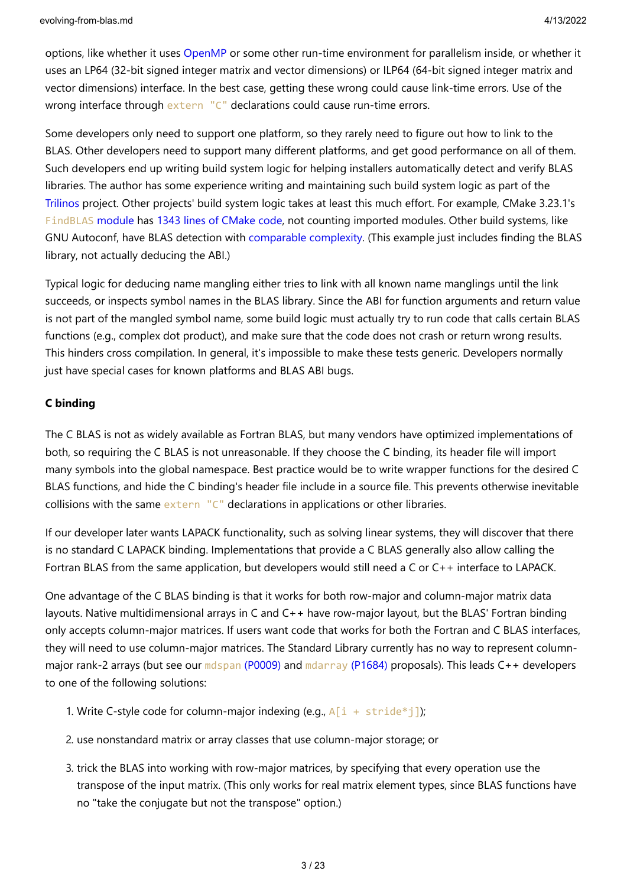options, like whether it uses OpenMP or some other run-time environment for parallelism inside, or whether it uses an LP64 (32-bit signed integer matrix and vector dimensions) or ILP64 (64-bit signed integer matrix and vector dimensions) interface. In the best case, getting these wrong could cause link-time errors. Use of the wrong interface through `extern "C"` declarations could cause run-time errors.

Some developers only need to support one platform, so they rarely need to figure out how to link to the BLAS. Other developers need to support many different platforms, and get good performance on all of them. Such developers end up writing build system logic for helping installers automatically detect and verify BLAS libraries. The author has some experience writing and maintaining such build system logic as part of the Trilinos project. Other projects' build system logic takes at least this much effort. For example, CMake 3.23.1's `FindBLAS` module has 1343 lines of CMake code, not counting imported modules. Other build systems, like GNU Autoconf, have BLAS detection with comparable complexity. (This example just includes finding the BLAS library, not actually deducing the ABI.)

Typical logic for deducing name mangling either tries to link with all known name manglings until the link succeeds, or inspects symbol names in the BLAS library. Since the ABI for function arguments and return value is not part of the mangled symbol name, some build logic must actually try to run code that calls certain BLAS functions (e.g., complex dot product), and make sure that the code does not crash or return wrong results. This hinders cross compilation. In general, it's impossible to make these tests generic. Developers normally just have special cases for known platforms and BLAS ABI bugs.

#### C binding

The C BLAS is not as widely available as Fortran BLAS, but many vendors have optimized implementations of both, so requiring the C BLAS is not unreasonable. If they choose the C binding, its header file will import many symbols into the global namespace. Best practice would be to write wrapper functions for the desired C BLAS functions, and hide the C binding's header file include in a source file. This prevents otherwise inevitable collisions with the same `extern "C"` declarations in applications or other libraries.

If our developer later wants LAPACK functionality, such as solving linear systems, they will discover that there is no standard C LAPACK binding. Implementations that provide a C BLAS generally also allow calling the Fortran BLAS from the same application, but developers would still need a C or C++ interface to LAPACK.

One advantage of the C BLAS binding is that it works for both row-major and column-major matrix data layouts. Native multidimensional arrays in C and C++ have row-major layout, but the BLAS' Fortran binding only accepts column-major matrices. If users want code that works for both the Fortran and C BLAS interfaces, they will need to use column-major matrices. The Standard Library currently has no way to represent column-major rank-2 arrays (but see our `mdspan` (P0009) and `mdarray` (P1684) proposals). This leads C++ developers to one of the following solutions:

1. Write C-style code for column-major indexing (e.g., `A[i + stride*j]`);
2. use nonstandard matrix or array classes that use column-major storage; or
3. trick the BLAS into working with row-major matrices, by specifying that every operation use the transpose of the input matrix. (This only works for real matrix element types, since BLAS functions have no "take the conjugate but not the transpose" option.)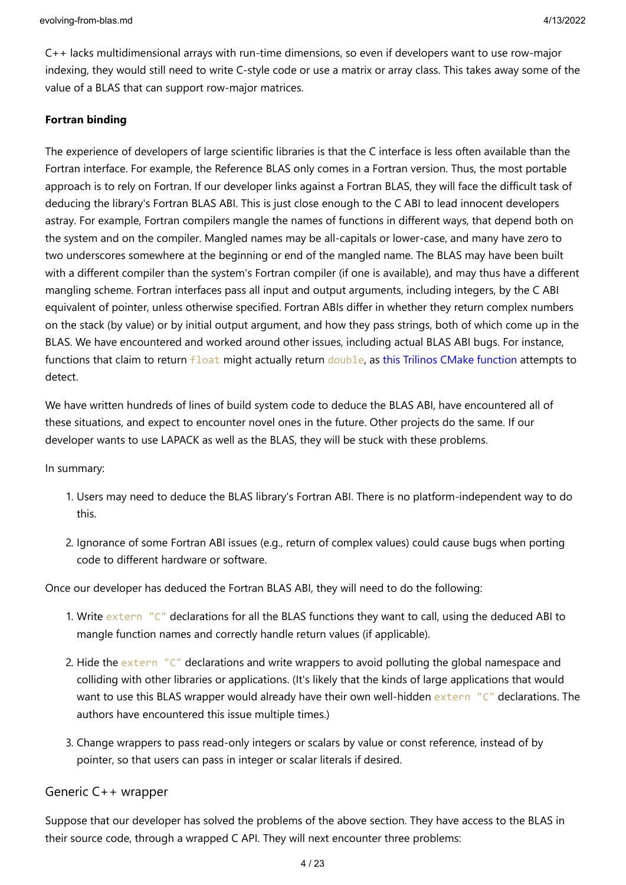C++ lacks multidimensional arrays with run-time dimensions, so even if developers want to use row-major indexing, they would still need to write C-style code or use a matrix or array class. This takes away some of the value of a BLAS that can support row-major matrices.

**Fortran binding**

The experience of developers of large scientific libraries is that the C interface is less often available than the Fortran interface. For example, the Reference BLAS only comes in a Fortran version. Thus, the most portable approach is to rely on Fortran. If our developer links against a Fortran BLAS, they will face the difficult task of deducing the library's Fortran BLAS ABI. This is just close enough to the C ABI to lead innocent developers astray. For example, Fortran compilers mangle the names of functions in different ways, that depend both on the system and on the compiler. Mangled names may be all-capitals or lower-case, and many have zero to two underscores somewhere at the beginning or end of the mangled name. The BLAS may have been built with a different compiler than the system's Fortran compiler (if one is available), and may thus have a different mangling scheme. Fortran interfaces pass all input and output arguments, including integers, by the C ABI equivalent of pointer, unless otherwise specified. Fortran ABIs differ in whether they return complex numbers on the stack (by value) or by initial output argument, and how they pass strings, both of which come up in the BLAS. We have encountered and worked around other issues, including actual BLAS ABI bugs. For instance, functions that claim to return `float` might actually return `double`, as this Trilinos CMake function attempts to detect.

We have written hundreds of lines of build system code to deduce the BLAS ABI, have encountered all of these situations, and expect to encounter novel ones in the future. Other projects do the same. If our developer wants to use LAPACK as well as the BLAS, they will be stuck with these problems.

In summary:

1. Users may need to deduce the BLAS library's Fortran ABI. There is no platform-independent way to do this.

2. Ignorance of some Fortran ABI issues (e.g., return of complex values) could cause bugs when porting code to different hardware or software.

Once our developer has deduced the Fortran BLAS ABI, they will need to do the following:

1. Write `extern "C"` declarations for all the BLAS functions they want to call, using the deduced ABI to mangle function names and correctly handle return values (if applicable).

2. Hide the `extern "C"` declarations and write wrappers to avoid polluting the global namespace and colliding with other libraries or applications. (It's likely that the kinds of large applications that would want to use this BLAS wrapper would already have their own well-hidden `extern "C"` declarations. The authors have encountered this issue multiple times.)

3. Change wrappers to pass read-only integers or scalars by value or const reference, instead of by pointer, so that users can pass in integer or scalar literals if desired.

### Generic C++ wrapper

Suppose that our developer has solved the problems of the above section. They have access to the BLAS in their source code, through a wrapped C API. They will next encounter three problems: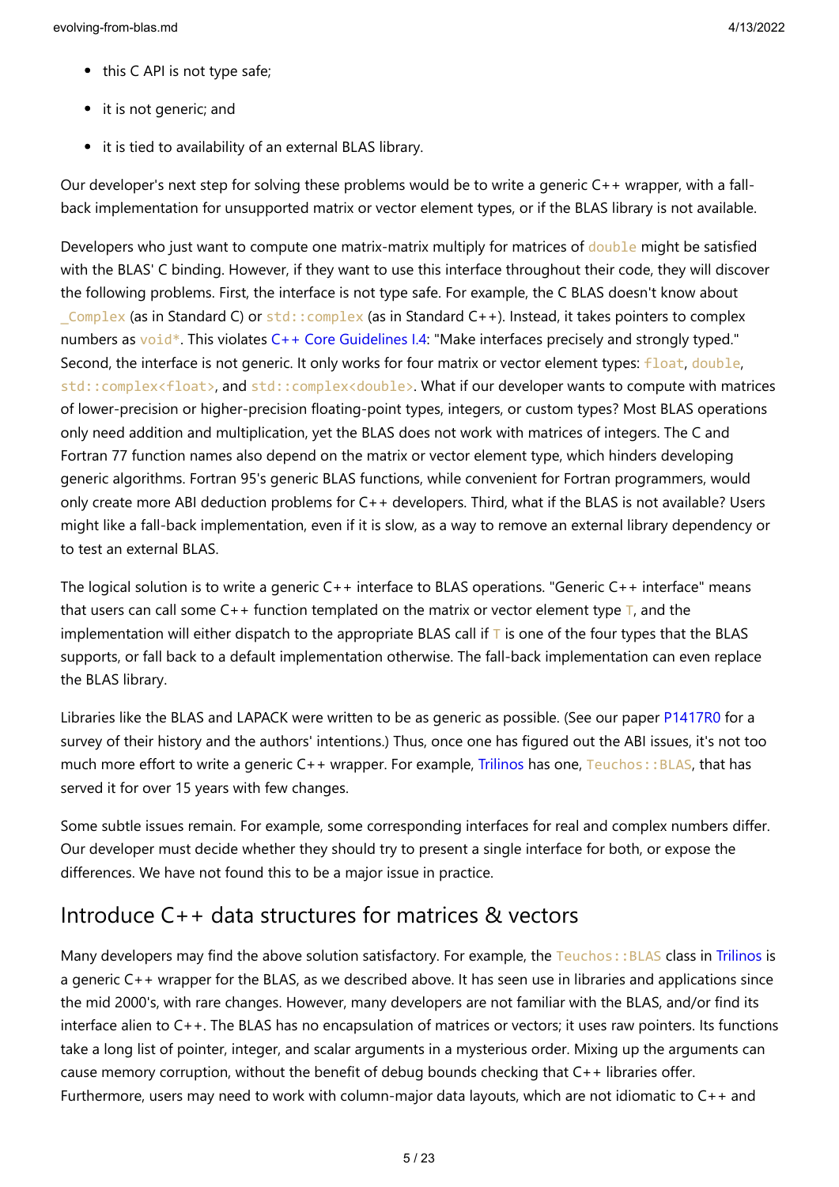- this C API is not type safe;
- it is not generic; and
- it is tied to availability of an external BLAS library.

Our developer's next step for solving these problems would be to write a generic C++ wrapper, with a fall-back implementation for unsupported matrix or vector element types, or if the BLAS library is not available.

Developers who just want to compute one matrix-matrix multiply for matrices of `double` might be satisfied with the BLAS' C binding. However, if they want to use this interface throughout their code, they will discover the following problems. First, the interface is not type safe. For example, the C BLAS doesn't know about `_Complex` (as in Standard C) or `std::complex` (as in Standard C++). Instead, it takes pointers to complex numbers as `void*`. This violates C++ Core Guidelines I.4: "Make interfaces precisely and strongly typed." Second, the interface is not generic. It only works for four matrix or vector element types: `float`, `double`, `std::complex<float>`, and `std::complex<double>`. What if our developer wants to compute with matrices of lower-precision or higher-precision floating-point types, integers, or custom types? Most BLAS operations only need addition and multiplication, yet the BLAS does not work with matrices of integers. The C and Fortran 77 function names also depend on the matrix or vector element type, which hinders developing generic algorithms. Fortran 95's generic BLAS functions, while convenient for Fortran programmers, would only create more ABI deduction problems for C++ developers. Third, what if the BLAS is not available? Users might like a fall-back implementation, even if it is slow, as a way to remove an external library dependency or to test an external BLAS.

The logical solution is to write a generic C++ interface to BLAS operations. "Generic C++ interface" means that users can call some C++ function templated on the matrix or vector element type `T`, and the implementation will either dispatch to the appropriate BLAS call if `T` is one of the four types that the BLAS supports, or fall back to a default implementation otherwise. The fall-back implementation can even replace the BLAS library.

Libraries like the BLAS and LAPACK were written to be as generic as possible. (See our paper P1417R0 for a survey of their history and the authors' intentions.) Thus, once one has figured out the ABI issues, it's not too much more effort to write a generic C++ wrapper. For example, Trilinos has one, `Teuchos::BLAS`, that has served it for over 15 years with few changes.

Some subtle issues remain. For example, some corresponding interfaces for real and complex numbers differ. Our developer must decide whether they should try to present a single interface for both, or expose the differences. We have not found this to be a major issue in practice.

## Introduce C++ data structures for matrices & vectors

Many developers may find the above solution satisfactory. For example, the `Teuchos::BLAS` class in Trilinos is a generic C++ wrapper for the BLAS, as we described above. It has seen use in libraries and applications since the mid 2000's, with rare changes. However, many developers are not familiar with the BLAS, and/or find its interface alien to C++. The BLAS has no encapsulation of matrices or vectors; it uses raw pointers. Its functions take a long list of pointer, integer, and scalar arguments in a mysterious order. Mixing up the arguments can cause memory corruption, without the benefit of debug bounds checking that C++ libraries offer. Furthermore, users may need to work with column-major data layouts, which are not idiomatic to C++ and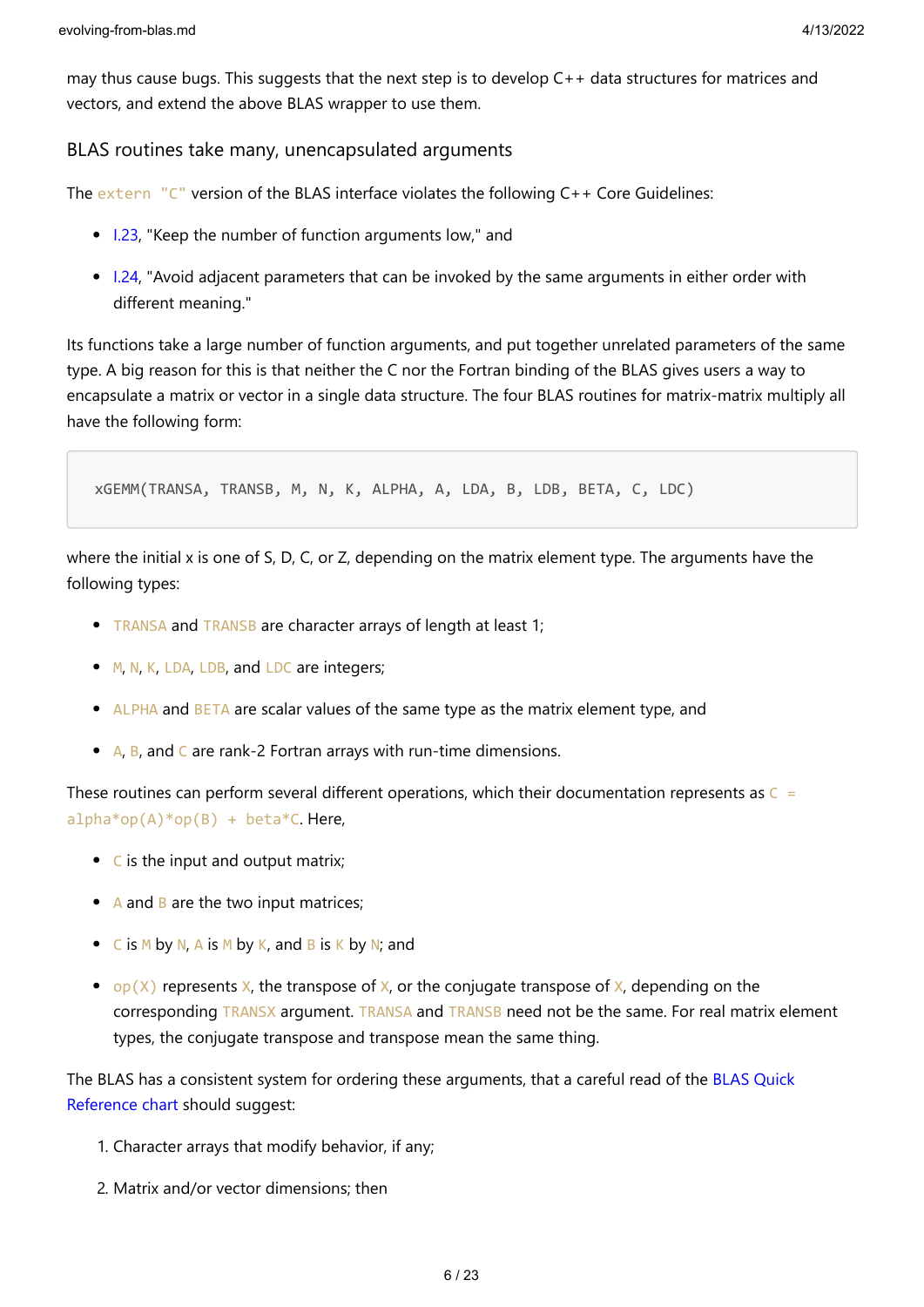may thus cause bugs. This suggests that the next step is to develop C++ data structures for matrices and vectors, and extend the above BLAS wrapper to use them.

### BLAS routines take many, unencapsulated arguments

The `extern "C"` version of the BLAS interface violates the following C++ Core Guidelines:

- I.23, "Keep the number of function arguments low," and
- I.24, "Avoid adjacent parameters that can be invoked by the same arguments in either order with different meaning."

Its functions take a large number of function arguments, and put together unrelated parameters of the same type. A big reason for this is that neither the C nor the Fortran binding of the BLAS gives users a way to encapsulate a matrix or vector in a single data structure. The four BLAS routines for matrix-matrix multiply all have the following form:

```
xGEMM(TRANSA, TRANSB, M, N, K, ALPHA, A, LDA, B, LDB, BETA, C, LDC)
```

where the initial x is one of S, D, C, or Z, depending on the matrix element type. The arguments have the following types:

- `TRANSA` and `TRANSB` are character arrays of length at least 1;
- `M`, `N`, `K`, `LDA`, `LDB`, and `LDC` are integers;
- `ALPHA` and `BETA` are scalar values of the same type as the matrix element type, and
- `A`, `B`, and `C` are rank-2 Fortran arrays with run-time dimensions.

These routines can perform several different operations, which their documentation represents as `C = alpha*op(A)*op(B) + beta*C`. Here,

- `C` is the input and output matrix;
- `A` and `B` are the two input matrices;
- `C` is `M` by `N`, `A` is `M` by `K`, and `B` is `K` by `N`; and
- `op(X)` represents `X`, the transpose of `X`, or the conjugate transpose of `X`, depending on the corresponding `TRANSX` argument. `TRANSA` and `TRANSB` need not be the same. For real matrix element types, the conjugate transpose and transpose mean the same thing.

The BLAS has a consistent system for ordering these arguments, that a careful read of the BLAS Quick Reference chart should suggest:

1. Character arrays that modify behavior, if any;
2. Matrix and/or vector dimensions; then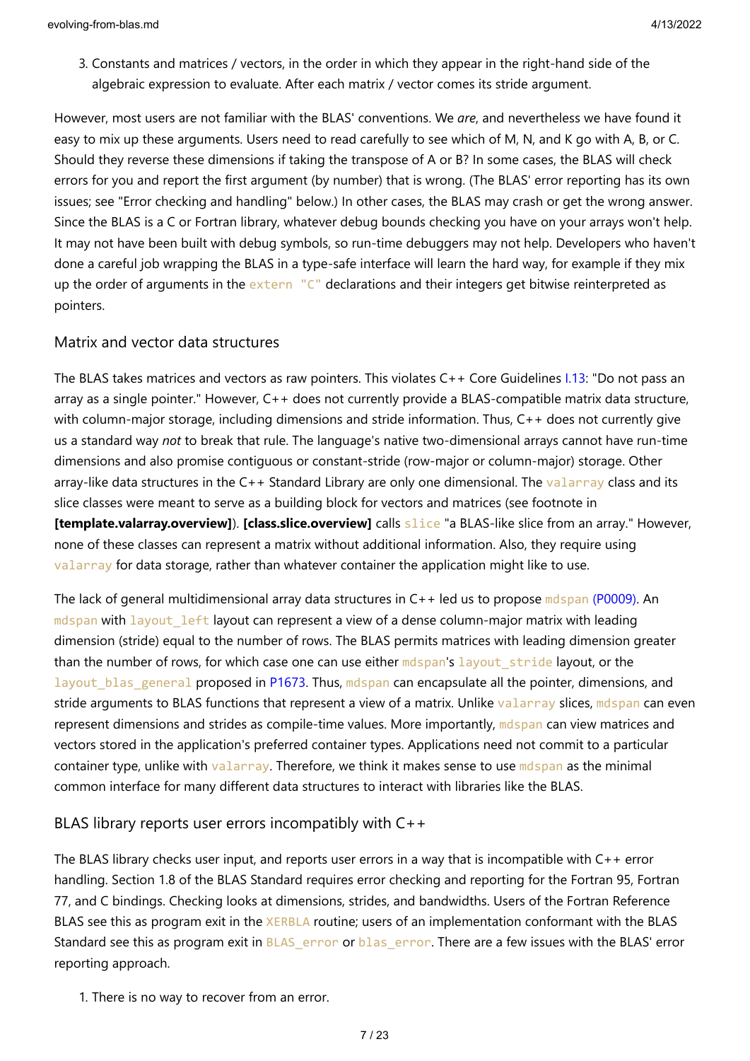3. Constants and matrices / vectors, in the order in which they appear in the right-hand side of the algebraic expression to evaluate. After each matrix / vector comes its stride argument.

However, most users are not familiar with the BLAS' conventions. We *are*, and nevertheless we have found it easy to mix up these arguments. Users need to read carefully to see which of M, N, and K go with A, B, or C. Should they reverse these dimensions if taking the transpose of A or B? In some cases, the BLAS will check errors for you and report the first argument (by number) that is wrong. (The BLAS' error reporting has its own issues; see "Error checking and handling" below.) In other cases, the BLAS may crash or get the wrong answer. Since the BLAS is a C or Fortran library, whatever debug bounds checking you have on your arrays won't help. It may not have been built with debug symbols, so run-time debuggers may not help. Developers who haven't done a careful job wrapping the BLAS in a type-safe interface will learn the hard way, for example if they mix up the order of arguments in the `extern "C"` declarations and their integers get bitwise reinterpreted as pointers.

### Matrix and vector data structures

The BLAS takes matrices and vectors as raw pointers. This violates C++ Core Guidelines I.13: "Do not pass an array as a single pointer." However, C++ does not currently provide a BLAS-compatible matrix data structure, with column-major storage, including dimensions and stride information. Thus, C++ does not currently give us a standard way *not* to break that rule. The language's native two-dimensional arrays cannot have run-time dimensions and also promise contiguous or constant-stride (row-major or column-major) storage. Other array-like data structures in the C++ Standard Library are only one dimensional. The `valarray` class and its slice classes were meant to serve as a building block for vectors and matrices (see footnote in **[template.valarray.overview]**). **[class.slice.overview]** calls `slice` "a BLAS-like slice from an array." However, none of these classes can represent a matrix without additional information. Also, they require using `valarray` for data storage, rather than whatever container the application might like to use.

The lack of general multidimensional array data structures in C++ led us to propose `mdspan` (P0009). An `mdspan` with `layout_left` layout can represent a view of a dense column-major matrix with leading dimension (stride) equal to the number of rows. The BLAS permits matrices with leading dimension greater than the number of rows, for which case one can use either `mdspan`'s `layout_stride` layout, or the `layout_blas_general` proposed in P1673. Thus, `mdspan` can encapsulate all the pointer, dimensions, and stride arguments to BLAS functions that represent a view of a matrix. Unlike `valarray` slices, `mdspan` can even represent dimensions and strides as compile-time values. More importantly, `mdspan` can view matrices and vectors stored in the application's preferred container types. Applications need not commit to a particular container type, unlike with `valarray`. Therefore, we think it makes sense to use `mdspan` as the minimal common interface for many different data structures to interact with libraries like the BLAS.

### BLAS library reports user errors incompatibly with C++

The BLAS library checks user input, and reports user errors in a way that is incompatible with C++ error handling. Section 1.8 of the BLAS Standard requires error checking and reporting for the Fortran 95, Fortran 77, and C bindings. Checking looks at dimensions, strides, and bandwidths. Users of the Fortran Reference BLAS see this as program exit in the `XERBLA` routine; users of an implementation conformant with the BLAS Standard see this as program exit in `BLAS_error` or `blas_error`. There are a few issues with the BLAS' error reporting approach.

1. There is no way to recover from an error.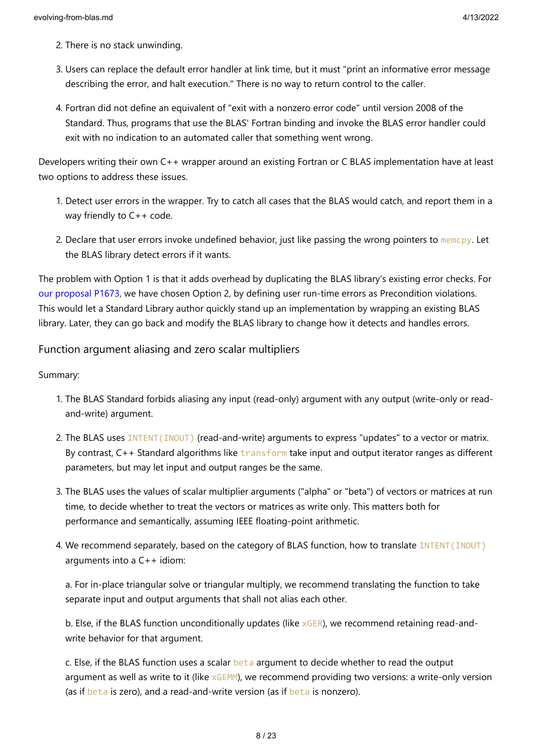2. There is no stack unwinding.

3. Users can replace the default error handler at link time, but it must "print an informative error message describing the error, and halt execution." There is no way to return control to the caller.

4. Fortran did not define an equivalent of "exit with a nonzero error code" until version 2008 of the Standard. Thus, programs that use the BLAS' Fortran binding and invoke the BLAS error handler could exit with no indication to an automated caller that something went wrong.

Developers writing their own C++ wrapper around an existing Fortran or C BLAS implementation have at least two options to address these issues.

1. Detect user errors in the wrapper. Try to catch all cases that the BLAS would catch, and report them in a way friendly to C++ code.

2. Declare that user errors invoke undefined behavior, just like passing the wrong pointers to `memcpy`. Let the BLAS library detect errors if it wants.

The problem with Option 1 is that it adds overhead by duplicating the BLAS library's existing error checks. For our proposal P1673, we have chosen Option 2, by defining user run-time errors as Precondition violations. This would let a Standard Library author quickly stand up an implementation by wrapping an existing BLAS library. Later, they can go back and modify the BLAS library to change how it detects and handles errors.

### Function argument aliasing and zero scalar multipliers

Summary:

1. The BLAS Standard forbids aliasing any input (read-only) argument with any output (write-only or read-and-write) argument.

2. The BLAS uses `INTENT(INOUT)` (read-and-write) arguments to express "updates" to a vector or matrix. By contrast, C++ Standard algorithms like `transform` take input and output iterator ranges as different parameters, but may let input and output ranges be the same.

3. The BLAS uses the values of scalar multiplier arguments ("alpha" or "beta") of vectors or matrices at run time, to decide whether to treat the vectors or matrices as write only. This matters both for performance and semantically, assuming IEEE floating-point arithmetic.

4. We recommend separately, based on the category of BLAS function, how to translate `INTENT(INOUT)` arguments into a C++ idiom:

   a. For in-place triangular solve or triangular multiply, we recommend translating the function to take separate input and output arguments that shall not alias each other.

   b. Else, if the BLAS function unconditionally updates (like `xGER`), we recommend retaining read-and-write behavior for that argument.

   c. Else, if the BLAS function uses a scalar `beta` argument to decide whether to read the output argument as well as write to it (like `xGEMM`), we recommend providing two versions: a write-only version (as if `beta` is zero), and a read-and-write version (as if `beta` is nonzero).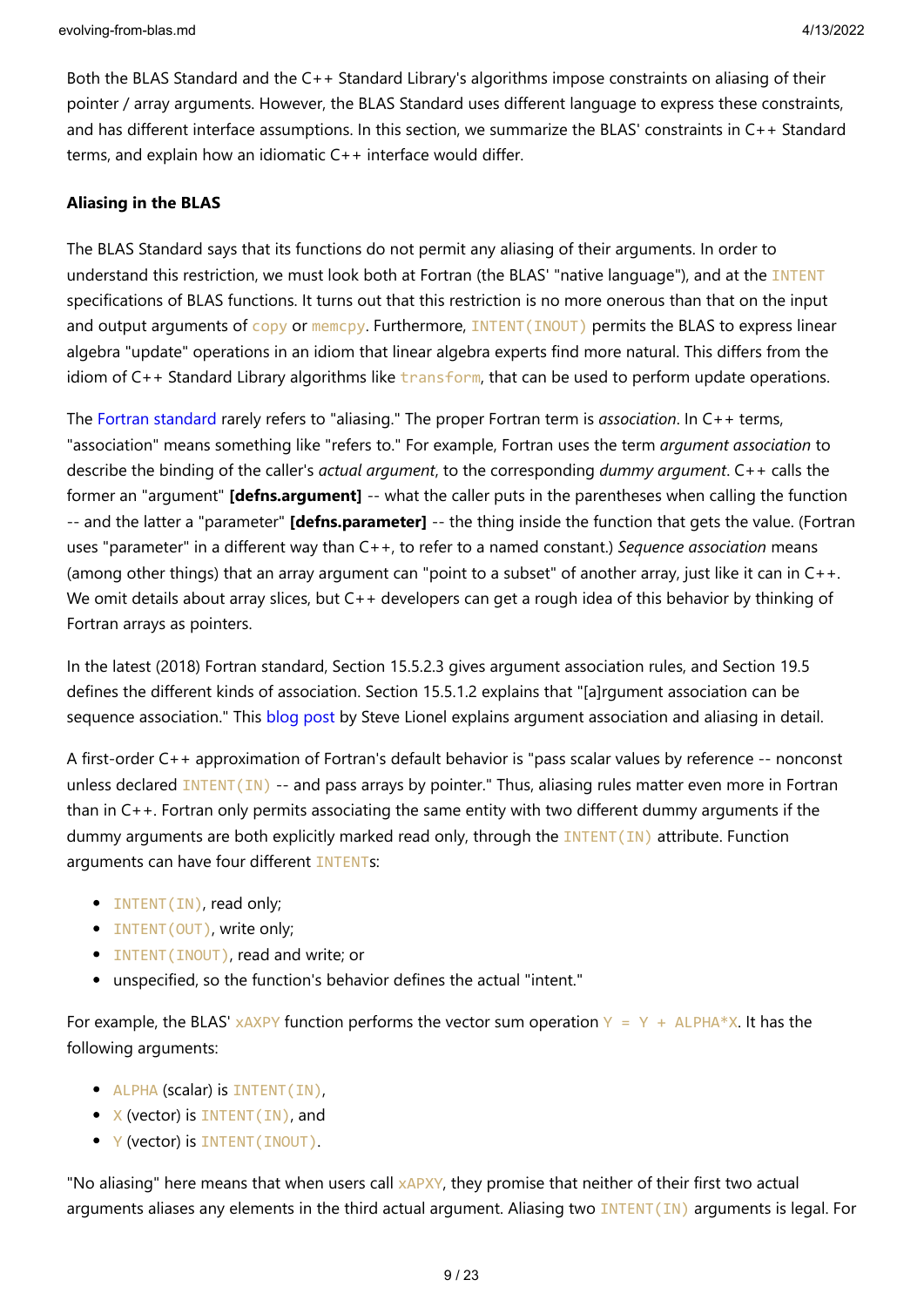Both the BLAS Standard and the C++ Standard Library's algorithms impose constraints on aliasing of their pointer / array arguments. However, the BLAS Standard uses different language to express these constraints, and has different interface assumptions. In this section, we summarize the BLAS' constraints in C++ Standard terms, and explain how an idiomatic C++ interface would differ.

#### Aliasing in the BLAS

The BLAS Standard says that its functions do not permit any aliasing of their arguments. In order to understand this restriction, we must look both at Fortran (the BLAS' "native language"), and at the `INTENT` specifications of BLAS functions. It turns out that this restriction is no more onerous than that on the input and output arguments of `copy` or `memcpy`. Furthermore, `INTENT(INOUT)` permits the BLAS to express linear algebra "update" operations in an idiom that linear algebra experts find more natural. This differs from the idiom of C++ Standard Library algorithms like `transform`, that can be used to perform update operations.

The Fortran standard rarely refers to "aliasing." The proper Fortran term is *association*. In C++ terms, "association" means something like "refers to." For example, Fortran uses the term *argument association* to describe the binding of the caller's *actual argument*, to the corresponding *dummy argument*. C++ calls the former an "argument" **[defns.argument]** -- what the caller puts in the parentheses when calling the function -- and the latter a "parameter" **[defns.parameter]** -- the thing inside the function that gets the value. (Fortran uses "parameter" in a different way than C++, to refer to a named constant.) *Sequence association* means (among other things) that an array argument can "point to a subset" of another array, just like it can in C++. We omit details about array slices, but C++ developers can get a rough idea of this behavior by thinking of Fortran arrays as pointers.

In the latest (2018) Fortran standard, Section 15.5.2.3 gives argument association rules, and Section 19.5 defines the different kinds of association. Section 15.5.1.2 explains that "[a]rgument association can be sequence association." This blog post by Steve Lionel explains argument association and aliasing in detail.

A first-order C++ approximation of Fortran's default behavior is "pass scalar values by reference -- nonconst unless declared `INTENT(IN)` -- and pass arrays by pointer." Thus, aliasing rules matter even more in Fortran than in C++. Fortran only permits associating the same entity with two different dummy arguments if the dummy arguments are both explicitly marked read only, through the `INTENT(IN)` attribute. Function arguments can have four different `INTENT`s:

- `INTENT(IN)`, read only;
- `INTENT(OUT)`, write only;
- `INTENT(INOUT)`, read and write; or
- unspecified, so the function's behavior defines the actual "intent."

For example, the BLAS' `xAXPY` function performs the vector sum operation `Y = Y + ALPHA*X`. It has the following arguments:

- `ALPHA` (scalar) is `INTENT(IN)`,
- `X` (vector) is `INTENT(IN)`, and
- `Y` (vector) is `INTENT(INOUT)`.

"No aliasing" here means that when users call `xAPXY`, they promise that neither of their first two actual arguments aliases any elements in the third actual argument. Aliasing two `INTENT(IN)` arguments is legal. For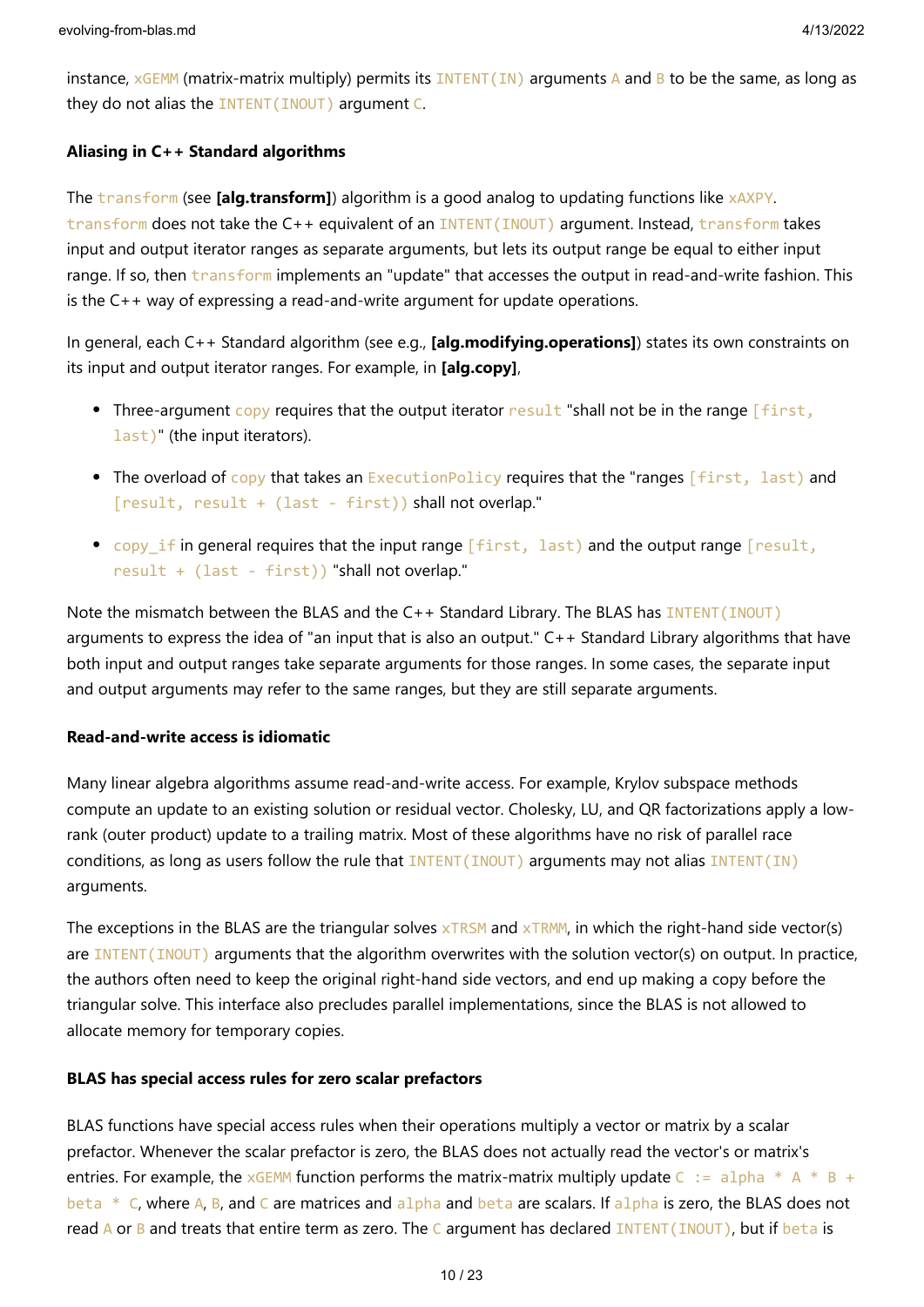instance, `xGEMM` (matrix-matrix multiply) permits its `INTENT(IN)` arguments `A` and `B` to be the same, as long as they do not alias the `INTENT(INOUT)` argument `C`.

#### Aliasing in C++ Standard algorithms

The `transform` (see **[alg.transform]**) algorithm is a good analog to updating functions like `xAXPY`. `transform` does not take the C++ equivalent of an `INTENT(INOUT)` argument. Instead, `transform` takes input and output iterator ranges as separate arguments, but lets its output range be equal to either input range. If so, then `transform` implements an "update" that accesses the output in read-and-write fashion. This is the C++ way of expressing a read-and-write argument for update operations.

In general, each C++ Standard algorithm (see e.g., **[alg.modifying.operations]**) states its own constraints on its input and output iterator ranges. For example, in **[alg.copy]**,

- Three-argument `copy` requires that the output iterator `result` "shall not be in the range `[first, last)`" (the input iterators).
- The overload of `copy` that takes an `ExecutionPolicy` requires that the "ranges `[first, last)` and `[result, result + (last - first))` shall not overlap."
- `copy_if` in general requires that the input range `[first, last)` and the output range `[result, result + (last - first))` "shall not overlap."

Note the mismatch between the BLAS and the C++ Standard Library. The BLAS has `INTENT(INOUT)` arguments to express the idea of "an input that is also an output." C++ Standard Library algorithms that have both input and output ranges take separate arguments for those ranges. In some cases, the separate input and output arguments may refer to the same ranges, but they are still separate arguments.

#### Read-and-write access is idiomatic

Many linear algebra algorithms assume read-and-write access. For example, Krylov subspace methods compute an update to an existing solution or residual vector. Cholesky, LU, and QR factorizations apply a low-rank (outer product) update to a trailing matrix. Most of these algorithms have no risk of parallel race conditions, as long as users follow the rule that `INTENT(INOUT)` arguments may not alias `INTENT(IN)` arguments.

The exceptions in the BLAS are the triangular solves `xTRSM` and `xTRMM`, in which the right-hand side vector(s) are `INTENT(INOUT)` arguments that the algorithm overwrites with the solution vector(s) on output. In practice, the authors often need to keep the original right-hand side vectors, and end up making a copy before the triangular solve. This interface also precludes parallel implementations, since the BLAS is not allowed to allocate memory for temporary copies.

#### BLAS has special access rules for zero scalar prefactors

BLAS functions have special access rules when their operations multiply a vector or matrix by a scalar prefactor. Whenever the scalar prefactor is zero, the BLAS does not actually read the vector's or matrix's entries. For example, the `xGEMM` function performs the matrix-matrix multiply update `C := alpha * A * B + beta * C`, where `A`, `B`, and `C` are matrices and `alpha` and `beta` are scalars. If `alpha` is zero, the BLAS does not read `A` or `B` and treats that entire term as zero. The `C` argument has declared `INTENT(INOUT)`, but if `beta` is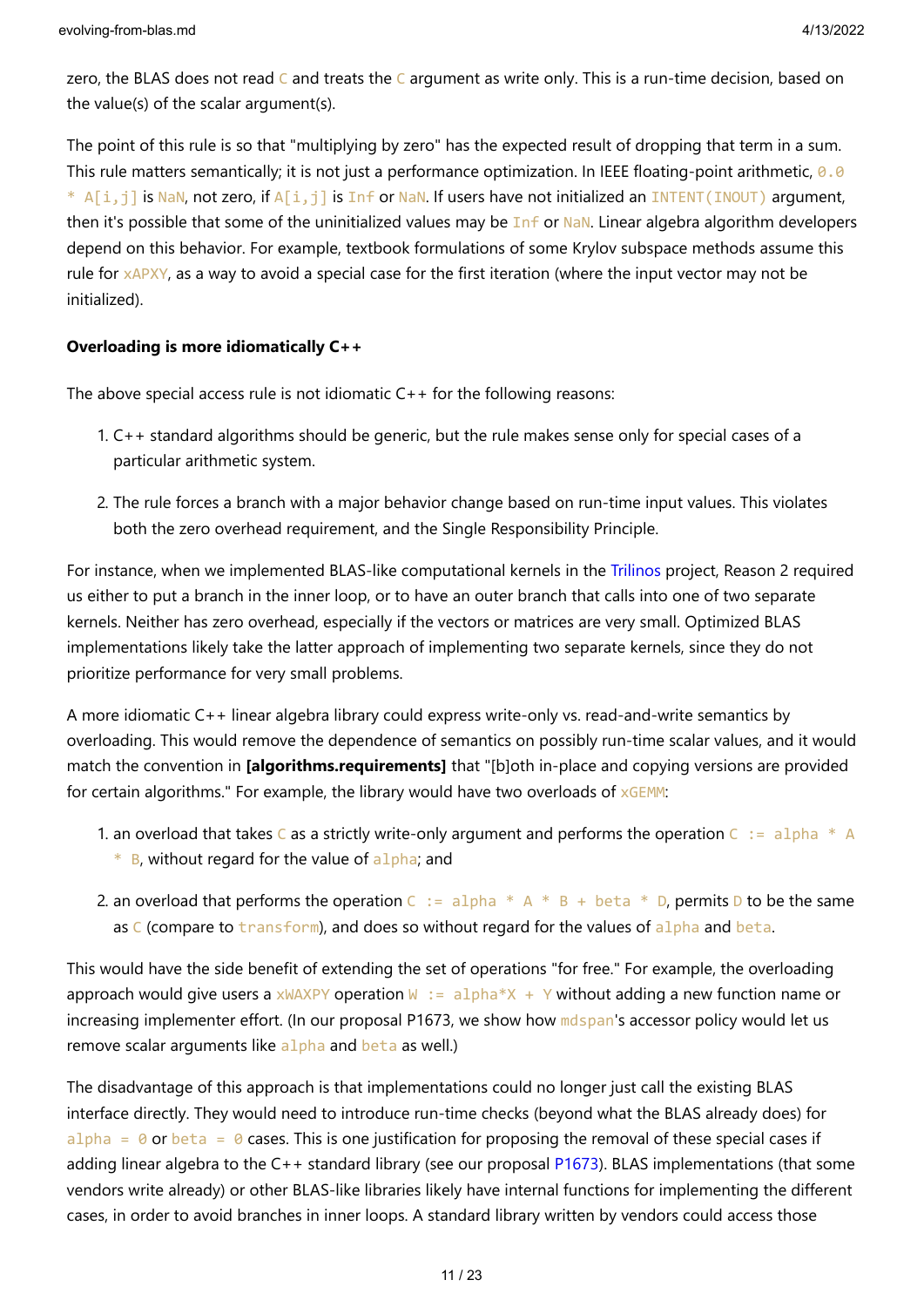zero, the BLAS does not read `C` and treats the `C` argument as write only. This is a run-time decision, based on the value(s) of the scalar argument(s).

The point of this rule is so that "multiplying by zero" has the expected result of dropping that term in a sum. This rule matters semantically; it is not just a performance optimization. In IEEE floating-point arithmetic, `0.0 * A[i,j]` is `NaN`, not zero, if `A[i,j]` is `Inf` or `NaN`. If users have not initialized an `INTENT(INOUT)` argument, then it's possible that some of the uninitialized values may be `Inf` or `NaN`. Linear algebra algorithm developers depend on this behavior. For example, textbook formulations of some Krylov subspace methods assume this rule for `xAPXY`, as a way to avoid a special case for the first iteration (where the input vector may not be initialized).

#### Overloading is more idiomatically C++

The above special access rule is not idiomatic C++ for the following reasons:

1. C++ standard algorithms should be generic, but the rule makes sense only for special cases of a particular arithmetic system.
2. The rule forces a branch with a major behavior change based on run-time input values. This violates both the zero overhead requirement, and the Single Responsibility Principle.

For instance, when we implemented BLAS-like computational kernels in the Trilinos project, Reason 2 required us either to put a branch in the inner loop, or to have an outer branch that calls into one of two separate kernels. Neither has zero overhead, especially if the vectors or matrices are very small. Optimized BLAS implementations likely take the latter approach of implementing two separate kernels, since they do not prioritize performance for very small problems.

A more idiomatic C++ linear algebra library could express write-only vs. read-and-write semantics by overloading. This would remove the dependence of semantics on possibly run-time scalar values, and it would match the convention in **[algorithms.requirements]** that "[b]oth in-place and copying versions are provided for certain algorithms." For example, the library would have two overloads of `xGEMM`:

1. an overload that takes `C` as a strictly write-only argument and performs the operation `C := alpha * A * B`, without regard for the value of `alpha`; and
2. an overload that performs the operation `C := alpha * A * B + beta * D`, permits `D` to be the same as `C` (compare to `transform`), and does so without regard for the values of `alpha` and `beta`.

This would have the side benefit of extending the set of operations "for free." For example, the overloading approach would give users a `xWAXPY` operation `W := alpha*X + Y` without adding a new function name or increasing implementer effort. (In our proposal P1673, we show how `mdspan`'s accessor policy would let us remove scalar arguments like `alpha` and `beta` as well.)

The disadvantage of this approach is that implementations could no longer just call the existing BLAS interface directly. They would need to introduce run-time checks (beyond what the BLAS already does) for `alpha = 0` or `beta = 0` cases. This is one justification for proposing the removal of these special cases if adding linear algebra to the C++ standard library (see our proposal P1673). BLAS implementations (that some vendors write already) or other BLAS-like libraries likely have internal functions for implementing the different cases, in order to avoid branches in inner loops. A standard library written by vendors could access those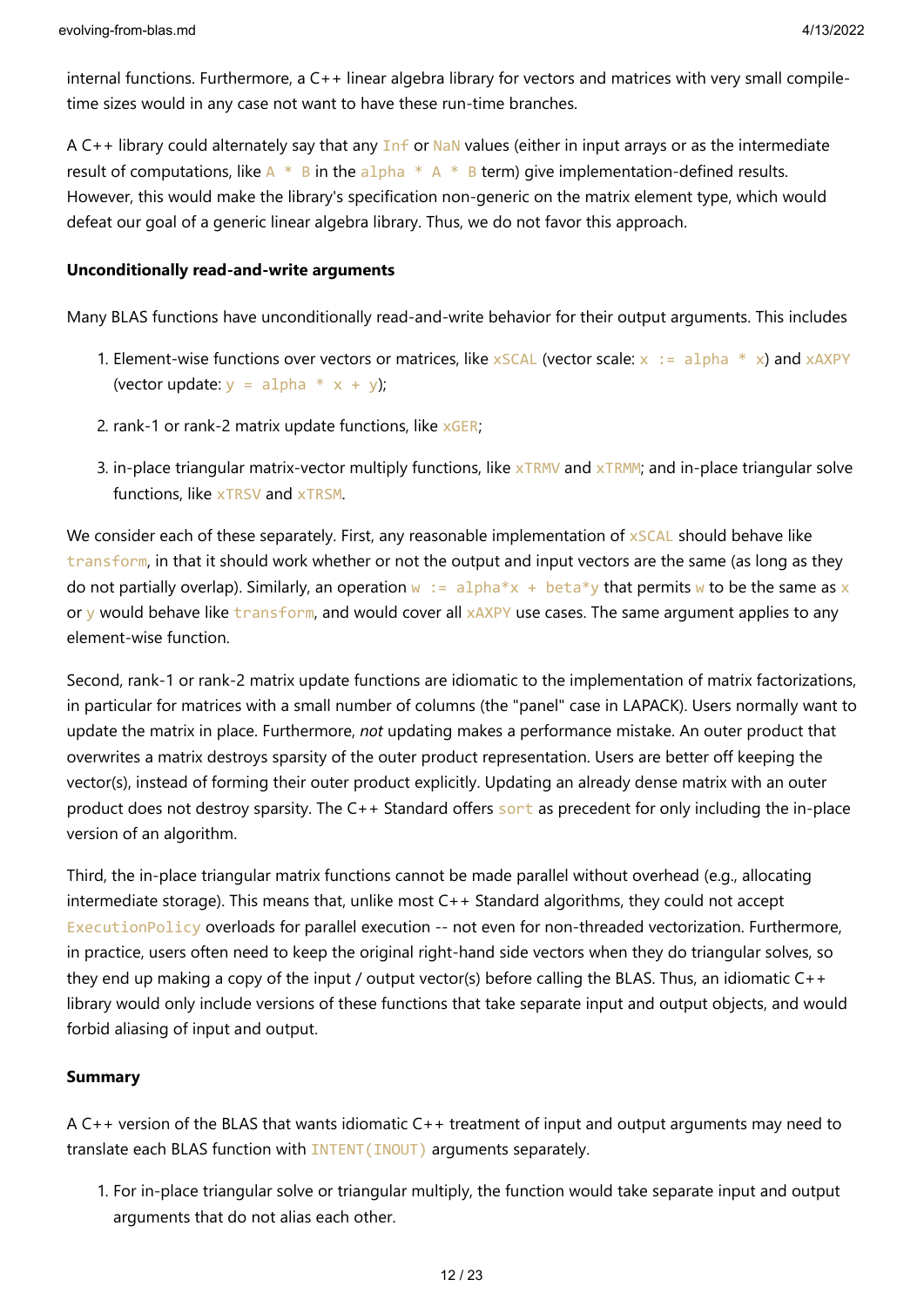internal functions. Furthermore, a C++ linear algebra library for vectors and matrices with very small compile-time sizes would in any case not want to have these run-time branches.

A C++ library could alternately say that any `Inf` or `NaN` values (either in input arrays or as the intermediate result of computations, like `A * B` in the `alpha * A * B` term) give implementation-defined results. However, this would make the library's specification non-generic on the matrix element type, which would defeat our goal of a generic linear algebra library. Thus, we do not favor this approach.

#### Unconditionally read-and-write arguments

Many BLAS functions have unconditionally read-and-write behavior for their output arguments. This includes

1. Element-wise functions over vectors or matrices, like `xSCAL` (vector scale: `x := alpha * x`) and `xAXPY` (vector update: `y = alpha * x + y`);
2. rank-1 or rank-2 matrix update functions, like `xGER`;
3. in-place triangular matrix-vector multiply functions, like `xTRMV` and `xTRMM`; and in-place triangular solve functions, like `xTRSV` and `xTRSM`.

We consider each of these separately. First, any reasonable implementation of `xSCAL` should behave like `transform`, in that it should work whether or not the output and input vectors are the same (as long as they do not partially overlap). Similarly, an operation `w := alpha*x + beta*y` that permits `w` to be the same as `x` or `y` would behave like `transform`, and would cover all `xAXPY` use cases. The same argument applies to any element-wise function.

Second, rank-1 or rank-2 matrix update functions are idiomatic to the implementation of matrix factorizations, in particular for matrices with a small number of columns (the "panel" case in LAPACK). Users normally want to update the matrix in place. Furthermore, *not* updating makes a performance mistake. An outer product that overwrites a matrix destroys sparsity of the outer product representation. Users are better off keeping the vector(s), instead of forming their outer product explicitly. Updating an already dense matrix with an outer product does not destroy sparsity. The C++ Standard offers `sort` as precedent for only including the in-place version of an algorithm.

Third, the in-place triangular matrix functions cannot be made parallel without overhead (e.g., allocating intermediate storage). This means that, unlike most C++ Standard algorithms, they could not accept `ExecutionPolicy` overloads for parallel execution -- not even for non-threaded vectorization. Furthermore, in practice, users often need to keep the original right-hand side vectors when they do triangular solves, so they end up making a copy of the input / output vector(s) before calling the BLAS. Thus, an idiomatic C++ library would only include versions of these functions that take separate input and output objects, and would forbid aliasing of input and output.

#### Summary

A C++ version of the BLAS that wants idiomatic C++ treatment of input and output arguments may need to translate each BLAS function with `INTENT(INOUT)` arguments separately.

1. For in-place triangular solve or triangular multiply, the function would take separate input and output arguments that do not alias each other.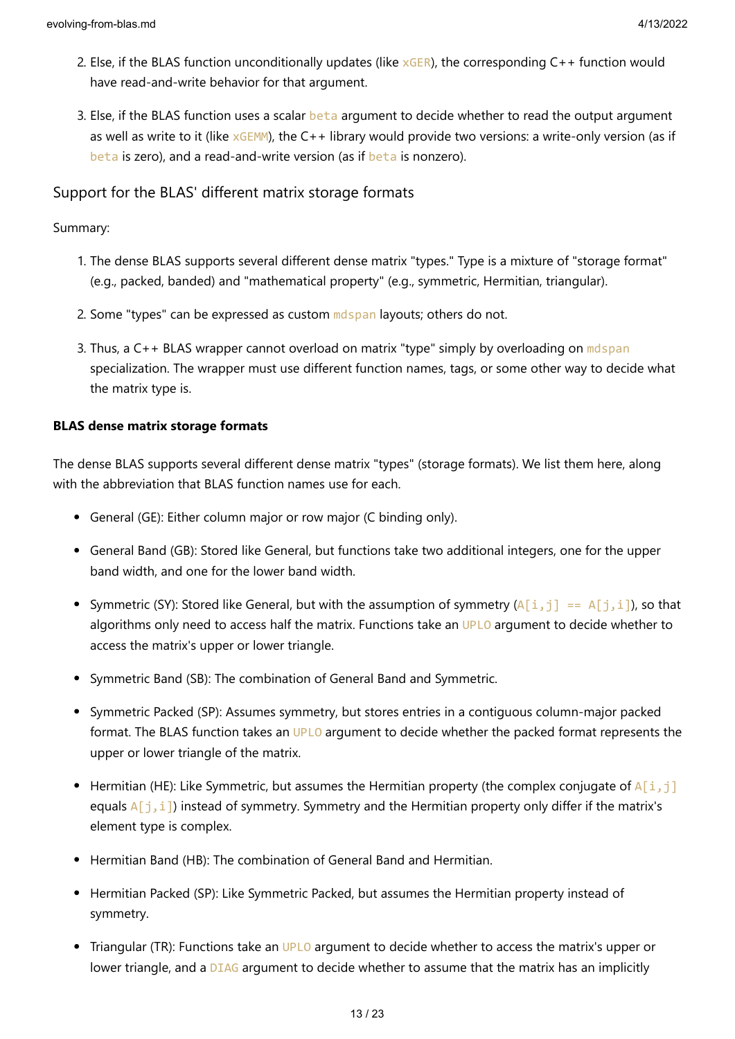2. Else, if the BLAS function unconditionally updates (like `xGER`), the corresponding C++ function would have read-and-write behavior for that argument.

3. Else, if the BLAS function uses a scalar `beta` argument to decide whether to read the output argument as well as write to it (like `xGEMM`), the C++ library would provide two versions: a write-only version (as if `beta` is zero), and a read-and-write version (as if `beta` is nonzero).

### Support for the BLAS' different matrix storage formats

Summary:

1. The dense BLAS supports several different dense matrix "types." Type is a mixture of "storage format" (e.g., packed, banded) and "mathematical property" (e.g., symmetric, Hermitian, triangular).

2. Some "types" can be expressed as custom `mdspan` layouts; others do not.

3. Thus, a C++ BLAS wrapper cannot overload on matrix "type" simply by overloading on `mdspan` specialization. The wrapper must use different function names, tags, or some other way to decide what the matrix type is.

#### BLAS dense matrix storage formats

The dense BLAS supports several different dense matrix "types" (storage formats). We list them here, along with the abbreviation that BLAS function names use for each.

- General (GE): Either column major or row major (C binding only).

- General Band (GB): Stored like General, but functions take two additional integers, one for the upper band width, and one for the lower band width.

- Symmetric (SY): Stored like General, but with the assumption of symmetry (`A[i,j] == A[j,i]`), so that algorithms only need to access half the matrix. Functions take an `UPLO` argument to decide whether to access the matrix's upper or lower triangle.

- Symmetric Band (SB): The combination of General Band and Symmetric.

- Symmetric Packed (SP): Assumes symmetry, but stores entries in a contiguous column-major packed format. The BLAS function takes an `UPLO` argument to decide whether the packed format represents the upper or lower triangle of the matrix.

- Hermitian (HE): Like Symmetric, but assumes the Hermitian property (the complex conjugate of `A[i,j]` equals `A[j,i]`) instead of symmetry. Symmetry and the Hermitian property only differ if the matrix's element type is complex.

- Hermitian Band (HB): The combination of General Band and Hermitian.

- Hermitian Packed (SP): Like Symmetric Packed, but assumes the Hermitian property instead of symmetry.

- Triangular (TR): Functions take an `UPLO` argument to decide whether to access the matrix's upper or lower triangle, and a `DIAG` argument to decide whether to assume that the matrix has an implicitly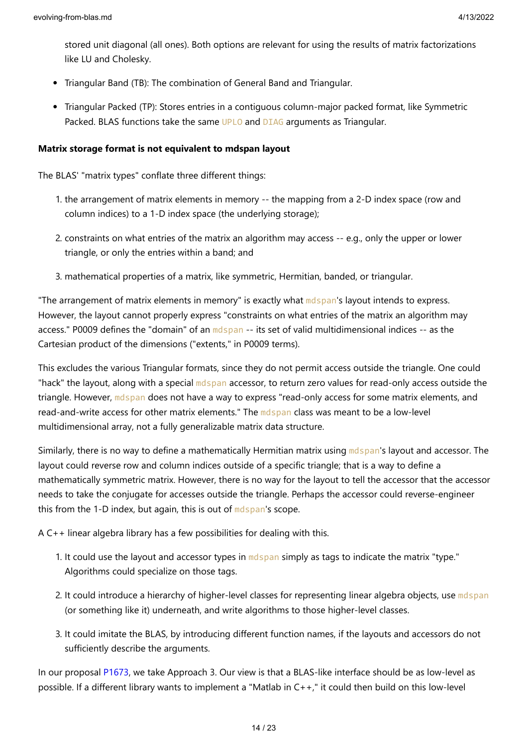stored unit diagonal (all ones). Both options are relevant for using the results of matrix factorizations like LU and Cholesky.

- Triangular Band (TB): The combination of General Band and Triangular.
- Triangular Packed (TP): Stores entries in a contiguous column-major packed format, like Symmetric Packed. BLAS functions take the same `UPLO` and `DIAG` arguments as Triangular.

**Matrix storage format is not equivalent to mdspan layout**

The BLAS' "matrix types" conflate three different things:

1. the arrangement of matrix elements in memory -- the mapping from a 2-D index space (row and column indices) to a 1-D index space (the underlying storage);
2. constraints on what entries of the matrix an algorithm may access -- e.g., only the upper or lower triangle, or only the entries within a band; and
3. mathematical properties of a matrix, like symmetric, Hermitian, banded, or triangular.

"The arrangement of matrix elements in memory" is exactly what `mdspan`'s layout intends to express. However, the layout cannot properly express "constraints on what entries of the matrix an algorithm may access." P0009 defines the "domain" of an `mdspan` -- its set of valid multidimensional indices -- as the Cartesian product of the dimensions ("extents," in P0009 terms).

This excludes the various Triangular formats, since they do not permit access outside the triangle. One could "hack" the layout, along with a special `mdspan` accessor, to return zero values for read-only access outside the triangle. However, `mdspan` does not have a way to express "read-only access for some matrix elements, and read-and-write access for other matrix elements." The `mdspan` class was meant to be a low-level multidimensional array, not a fully generalizable matrix data structure.

Similarly, there is no way to define a mathematically Hermitian matrix using `mdspan`'s layout and accessor. The layout could reverse row and column indices outside of a specific triangle; that is a way to define a mathematically symmetric matrix. However, there is no way for the layout to tell the accessor that the accessor needs to take the conjugate for accesses outside the triangle. Perhaps the accessor could reverse-engineer this from the 1-D index, but again, this is out of `mdspan`'s scope.

A C++ linear algebra library has a few possibilities for dealing with this.

1. It could use the layout and accessor types in `mdspan` simply as tags to indicate the matrix "type." Algorithms could specialize on those tags.
2. It could introduce a hierarchy of higher-level classes for representing linear algebra objects, use `mdspan` (or something like it) underneath, and write algorithms to those higher-level classes.
3. It could imitate the BLAS, by introducing different function names, if the layouts and accessors do not sufficiently describe the arguments.

In our proposal P1673, we take Approach 3. Our view is that a BLAS-like interface should be as low-level as possible. If a different library wants to implement a "Matlab in C++," it could then build on this low-level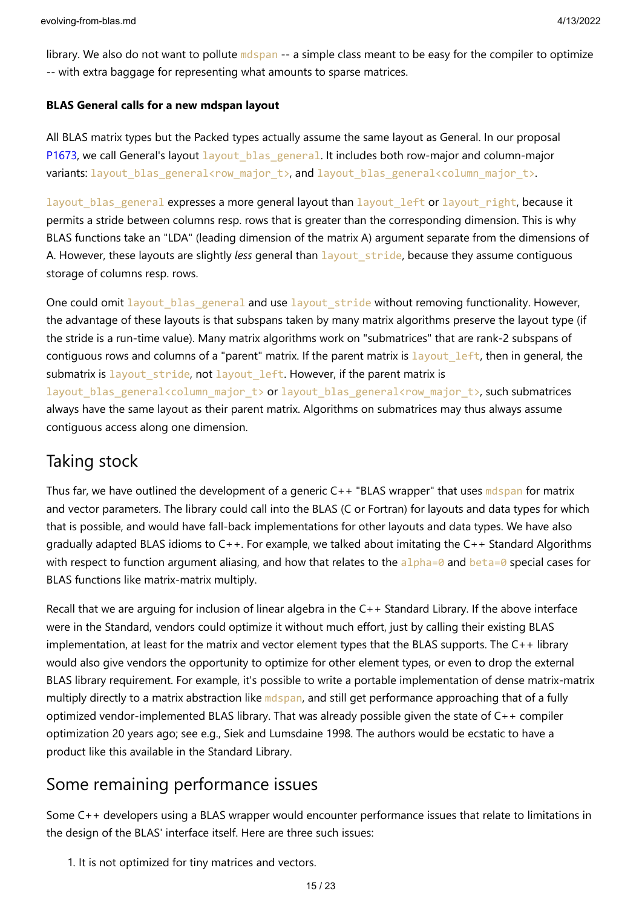library. We also do not want to pollute `mdspan` -- a simple class meant to be easy for the compiler to optimize -- with extra baggage for representing what amounts to sparse matrices.

#### BLAS General calls for a new mdspan layout

All BLAS matrix types but the Packed types actually assume the same layout as General. In our proposal P1673, we call General's layout `layout_blas_general`. It includes both row-major and column-major variants: `layout_blas_general<row_major_t>`, and `layout_blas_general<column_major_t>`.

`layout_blas_general` expresses a more general layout than `layout_left` or `layout_right`, because it permits a stride between columns resp. rows that is greater than the corresponding dimension. This is why BLAS functions take an "LDA" (leading dimension of the matrix A) argument separate from the dimensions of A. However, these layouts are slightly *less* general than `layout_stride`, because they assume contiguous storage of columns resp. rows.

One could omit `layout_blas_general` and use `layout_stride` without removing functionality. However, the advantage of these layouts is that subspans taken by many matrix algorithms preserve the layout type (if the stride is a run-time value). Many matrix algorithms work on "submatrices" that are rank-2 subspans of contiguous rows and columns of a "parent" matrix. If the parent matrix is `layout_left`, then in general, the submatrix is `layout_stride`, not `layout_left`. However, if the parent matrix is `layout_blas_general<column_major_t>` or `layout_blas_general<row_major_t>`, such submatrices always have the same layout as their parent matrix. Algorithms on submatrices may thus always assume contiguous access along one dimension.

## Taking stock

Thus far, we have outlined the development of a generic C++ "BLAS wrapper" that uses `mdspan` for matrix and vector parameters. The library could call into the BLAS (C or Fortran) for layouts and data types for which that is possible, and would have fall-back implementations for other layouts and data types. We have also gradually adapted BLAS idioms to C++. For example, we talked about imitating the C++ Standard Algorithms with respect to function argument aliasing, and how that relates to the `alpha=0` and `beta=0` special cases for BLAS functions like matrix-matrix multiply.

Recall that we are arguing for inclusion of linear algebra in the C++ Standard Library. If the above interface were in the Standard, vendors could optimize it without much effort, just by calling their existing BLAS implementation, at least for the matrix and vector element types that the BLAS supports. The C++ library would also give vendors the opportunity to optimize for other element types, or even to drop the external BLAS library requirement. For example, it's possible to write a portable implementation of dense matrix-matrix multiply directly to a matrix abstraction like `mdspan`, and still get performance approaching that of a fully optimized vendor-implemented BLAS library. That was already possible given the state of C++ compiler optimization 20 years ago; see e.g., Siek and Lumsdaine 1998. The authors would be ecstatic to have a product like this available in the Standard Library.

## Some remaining performance issues

Some C++ developers using a BLAS wrapper would encounter performance issues that relate to limitations in the design of the BLAS' interface itself. Here are three such issues:

1. It is not optimized for tiny matrices and vectors.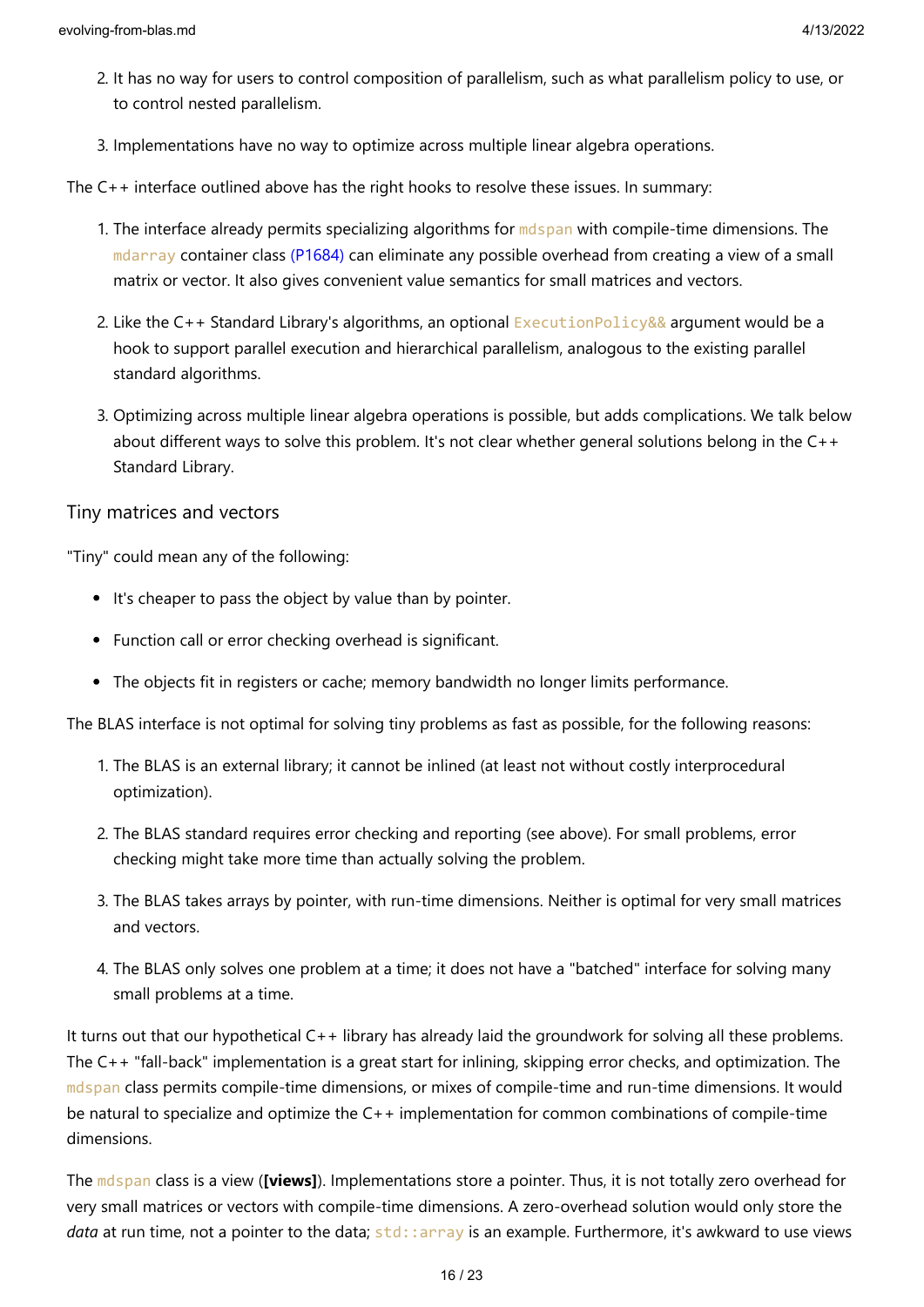2. It has no way for users to control composition of parallelism, such as what parallelism policy to use, or to control nested parallelism.

3. Implementations have no way to optimize across multiple linear algebra operations.

The C++ interface outlined above has the right hooks to resolve these issues. In summary:

1. The interface already permits specializing algorithms for `mdspan` with compile-time dimensions. The `mdarray` container class (P1684) can eliminate any possible overhead from creating a view of a small matrix or vector. It also gives convenient value semantics for small matrices and vectors.

2. Like the C++ Standard Library's algorithms, an optional `ExecutionPolicy&&` argument would be a hook to support parallel execution and hierarchical parallelism, analogous to the existing parallel standard algorithms.

3. Optimizing across multiple linear algebra operations is possible, but adds complications. We talk below about different ways to solve this problem. It's not clear whether general solutions belong in the C++ Standard Library.

### Tiny matrices and vectors

"Tiny" could mean any of the following:

- It's cheaper to pass the object by value than by pointer.

- Function call or error checking overhead is significant.

- The objects fit in registers or cache; memory bandwidth no longer limits performance.

The BLAS interface is not optimal for solving tiny problems as fast as possible, for the following reasons:

1. The BLAS is an external library; it cannot be inlined (at least not without costly interprocedural optimization).

2. The BLAS standard requires error checking and reporting (see above). For small problems, error checking might take more time than actually solving the problem.

3. The BLAS takes arrays by pointer, with run-time dimensions. Neither is optimal for very small matrices and vectors.

4. The BLAS only solves one problem at a time; it does not have a "batched" interface for solving many small problems at a time.

It turns out that our hypothetical C++ library has already laid the groundwork for solving all these problems. The C++ "fall-back" implementation is a great start for inlining, skipping error checks, and optimization. The `mdspan` class permits compile-time dimensions, or mixes of compile-time and run-time dimensions. It would be natural to specialize and optimize the C++ implementation for common combinations of compile-time dimensions.

The `mdspan` class is a view (**[views]**). Implementations store a pointer. Thus, it is not totally zero overhead for very small matrices or vectors with compile-time dimensions. A zero-overhead solution would only store the *data* at run time, not a pointer to the data; `std::array` is an example. Furthermore, it's awkward to use views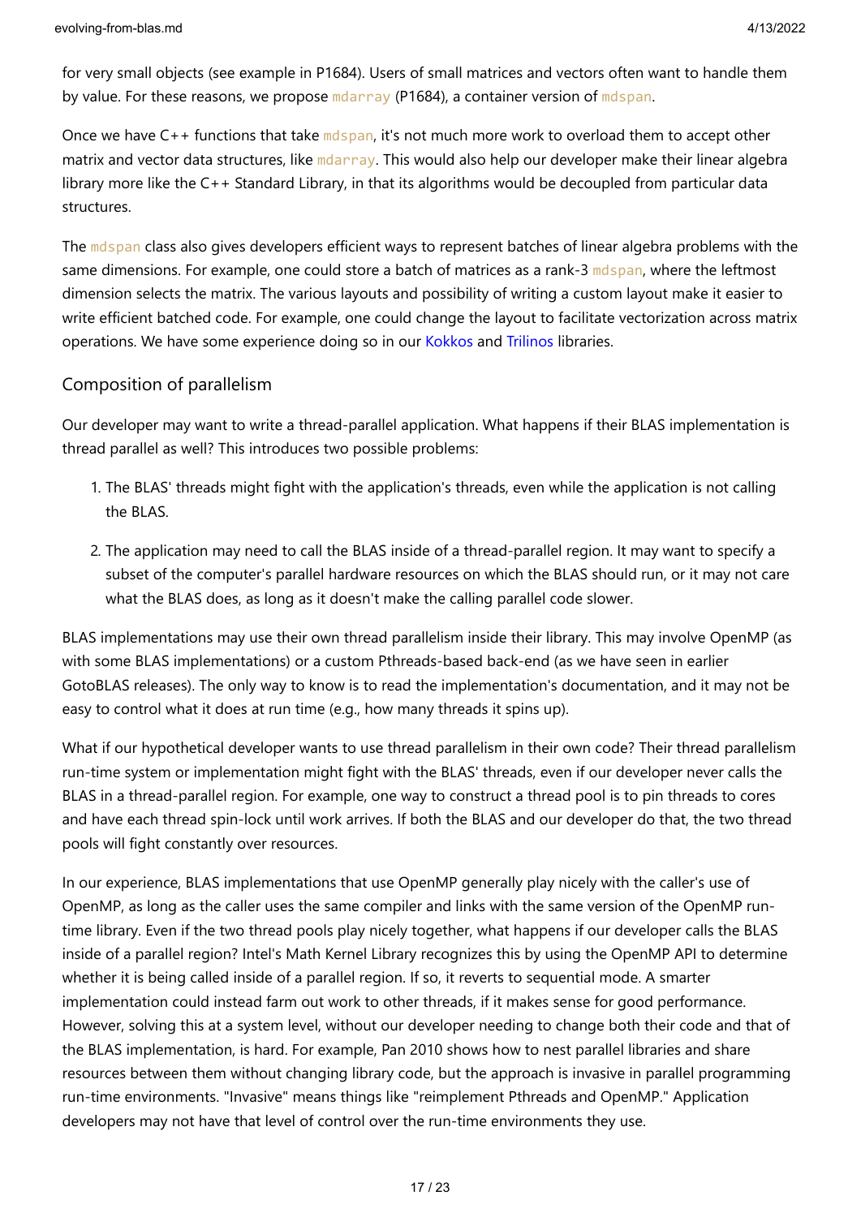for very small objects (see example in P1684). Users of small matrices and vectors often want to handle them by value. For these reasons, we propose `mdarray` (P1684), a container version of `mdspan`.

Once we have C++ functions that take `mdspan`, it's not much more work to overload them to accept other matrix and vector data structures, like `mdarray`. This would also help our developer make their linear algebra library more like the C++ Standard Library, in that its algorithms would be decoupled from particular data structures.

The `mdspan` class also gives developers efficient ways to represent batches of linear algebra problems with the same dimensions. For example, one could store a batch of matrices as a rank-3 `mdspan`, where the leftmost dimension selects the matrix. The various layouts and possibility of writing a custom layout make it easier to write efficient batched code. For example, one could change the layout to facilitate vectorization across matrix operations. We have some experience doing so in our Kokkos and Trilinos libraries.

### Composition of parallelism

Our developer may want to write a thread-parallel application. What happens if their BLAS implementation is thread parallel as well? This introduces two possible problems:

1. The BLAS' threads might fight with the application's threads, even while the application is not calling the BLAS.

2. The application may need to call the BLAS inside of a thread-parallel region. It may want to specify a subset of the computer's parallel hardware resources on which the BLAS should run, or it may not care what the BLAS does, as long as it doesn't make the calling parallel code slower.

BLAS implementations may use their own thread parallelism inside their library. This may involve OpenMP (as with some BLAS implementations) or a custom Pthreads-based back-end (as we have seen in earlier GotoBLAS releases). The only way to know is to read the implementation's documentation, and it may not be easy to control what it does at run time (e.g., how many threads it spins up).

What if our hypothetical developer wants to use thread parallelism in their own code? Their thread parallelism run-time system or implementation might fight with the BLAS' threads, even if our developer never calls the BLAS in a thread-parallel region. For example, one way to construct a thread pool is to pin threads to cores and have each thread spin-lock until work arrives. If both the BLAS and our developer do that, the two thread pools will fight constantly over resources.

In our experience, BLAS implementations that use OpenMP generally play nicely with the caller's use of OpenMP, as long as the caller uses the same compiler and links with the same version of the OpenMP run-time library. Even if the two thread pools play nicely together, what happens if our developer calls the BLAS inside of a parallel region? Intel's Math Kernel Library recognizes this by using the OpenMP API to determine whether it is being called inside of a parallel region. If so, it reverts to sequential mode. A smarter implementation could instead farm out work to other threads, if it makes sense for good performance. However, solving this at a system level, without our developer needing to change both their code and that of the BLAS implementation, is hard. For example, Pan 2010 shows how to nest parallel libraries and share resources between them without changing library code, but the approach is invasive in parallel programming run-time environments. "Invasive" means things like "reimplement Pthreads and OpenMP." Application developers may not have that level of control over the run-time environments they use.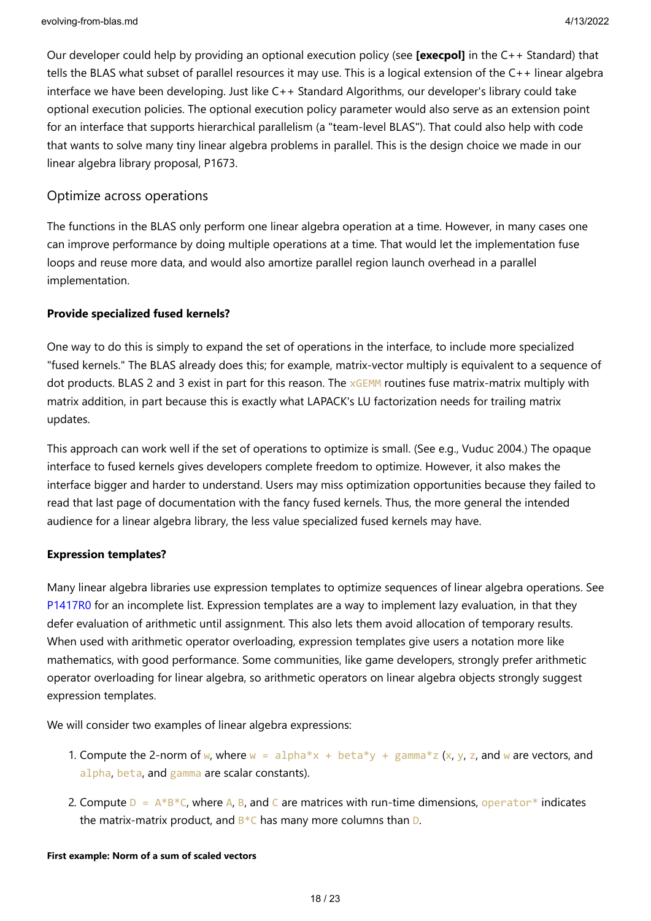Our developer could help by providing an optional execution policy (see **[execpol]** in the C++ Standard) that tells the BLAS what subset of parallel resources it may use. This is a logical extension of the C++ linear algebra interface we have been developing. Just like C++ Standard Algorithms, our developer's library could take optional execution policies. The optional execution policy parameter would also serve as an extension point for an interface that supports hierarchical parallelism (a "team-level BLAS"). That could also help with code that wants to solve many tiny linear algebra problems in parallel. This is the design choice we made in our linear algebra library proposal, P1673.

## Optimize across operations

The functions in the BLAS only perform one linear algebra operation at a time. However, in many cases one can improve performance by doing multiple operations at a time. That would let the implementation fuse loops and reuse more data, and would also amortize parallel region launch overhead in a parallel implementation.

#### Provide specialized fused kernels?

One way to do this is simply to expand the set of operations in the interface, to include more specialized "fused kernels." The BLAS already does this; for example, matrix-vector multiply is equivalent to a sequence of dot products. BLAS 2 and 3 exist in part for this reason. The `xGEMM` routines fuse matrix-matrix multiply with matrix addition, in part because this is exactly what LAPACK's LU factorization needs for trailing matrix updates.

This approach can work well if the set of operations to optimize is small. (See e.g., Vuduc 2004.) The opaque interface to fused kernels gives developers complete freedom to optimize. However, it also makes the interface bigger and harder to understand. Users may miss optimization opportunities because they failed to read that last page of documentation with the fancy fused kernels. Thus, the more general the intended audience for a linear algebra library, the less value specialized fused kernels may have.

#### Expression templates?

Many linear algebra libraries use expression templates to optimize sequences of linear algebra operations. See P1417R0 for an incomplete list. Expression templates are a way to implement lazy evaluation, in that they defer evaluation of arithmetic until assignment. This also lets them avoid allocation of temporary results. When used with arithmetic operator overloading, expression templates give users a notation more like mathematics, with good performance. Some communities, like game developers, strongly prefer arithmetic operator overloading for linear algebra, so arithmetic operators on linear algebra objects strongly suggest expression templates.

We will consider two examples of linear algebra expressions:

1. Compute the 2-norm of `w`, where `w = alpha*x + beta*y + gamma*z` (`x`, `y`, `z`, and `w` are vectors, and `alpha`, `beta`, and `gamma` are scalar constants).
2. Compute `D = A*B*C`, where `A`, `B`, and `C` are matrices with run-time dimensions, `operator*` indicates the matrix-matrix product, and `B*C` has many more columns than `D`.

##### First example: Norm of a sum of scaled vectors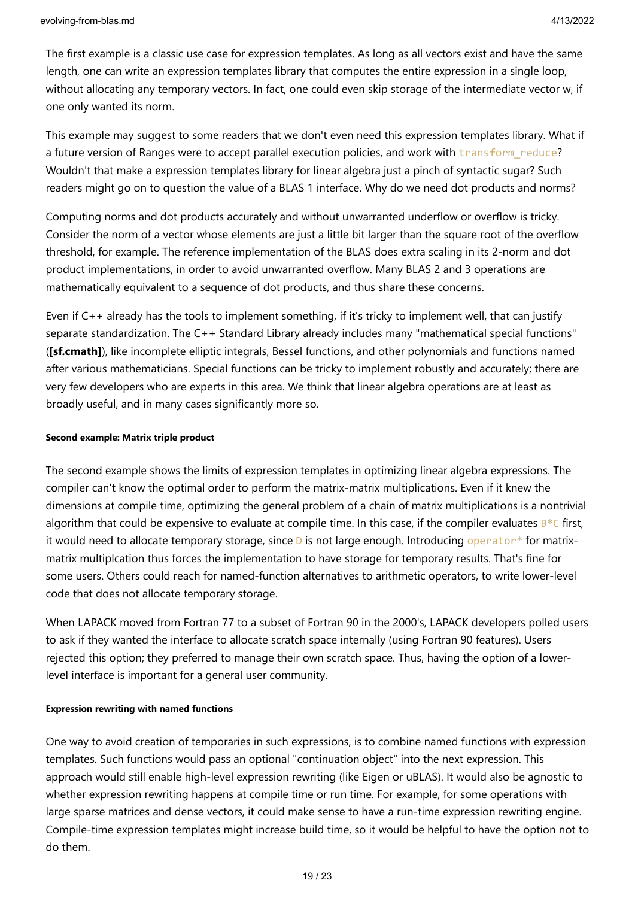The first example is a classic use case for expression templates. As long as all vectors exist and have the same length, one can write an expression templates library that computes the entire expression in a single loop, without allocating any temporary vectors. In fact, one could even skip storage of the intermediate vector w, if one only wanted its norm.

This example may suggest to some readers that we don't even need this expression templates library. What if a future version of Ranges were to accept parallel execution policies, and work with `transform_reduce`? Wouldn't that make a expression templates library for linear algebra just a pinch of syntactic sugar? Such readers might go on to question the value of a BLAS 1 interface. Why do we need dot products and norms?

Computing norms and dot products accurately and without unwarranted underflow or overflow is tricky. Consider the norm of a vector whose elements are just a little bit larger than the square root of the overflow threshold, for example. The reference implementation of the BLAS does extra scaling in its 2-norm and dot product implementations, in order to avoid unwarranted overflow. Many BLAS 2 and 3 operations are mathematically equivalent to a sequence of dot products, and thus share these concerns.

Even if C++ already has the tools to implement something, if it's tricky to implement well, that can justify separate standardization. The C++ Standard Library already includes many "mathematical special functions" (**[sf.cmath]**), like incomplete elliptic integrals, Bessel functions, and other polynomials and functions named after various mathematicians. Special functions can be tricky to implement robustly and accurately; there are very few developers who are experts in this area. We think that linear algebra operations are at least as broadly useful, and in many cases significantly more so.

###### Second example: Matrix triple product

The second example shows the limits of expression templates in optimizing linear algebra expressions. The compiler can't know the optimal order to perform the matrix-matrix multiplications. Even if it knew the dimensions at compile time, optimizing the general problem of a chain of matrix multiplications is a nontrivial algorithm that could be expensive to evaluate at compile time. In this case, if the compiler evaluates `B*C` first, it would need to allocate temporary storage, since `D` is not large enough. Introducing `operator*` for matrix-matrix multiplcation thus forces the implementation to have storage for temporary results. That's fine for some users. Others could reach for named-function alternatives to arithmetic operators, to write lower-level code that does not allocate temporary storage.

When LAPACK moved from Fortran 77 to a subset of Fortran 90 in the 2000's, LAPACK developers polled users to ask if they wanted the interface to allocate scratch space internally (using Fortran 90 features). Users rejected this option; they preferred to manage their own scratch space. Thus, having the option of a lower-level interface is important for a general user community.

###### Expression rewriting with named functions

One way to avoid creation of temporaries in such expressions, is to combine named functions with expression templates. Such functions would pass an optional "continuation object" into the next expression. This approach would still enable high-level expression rewriting (like Eigen or uBLAS). It would also be agnostic to whether expression rewriting happens at compile time or run time. For example, for some operations with large sparse matrices and dense vectors, it could make sense to have a run-time expression rewriting engine. Compile-time expression templates might increase build time, so it would be helpful to have the option not to do them.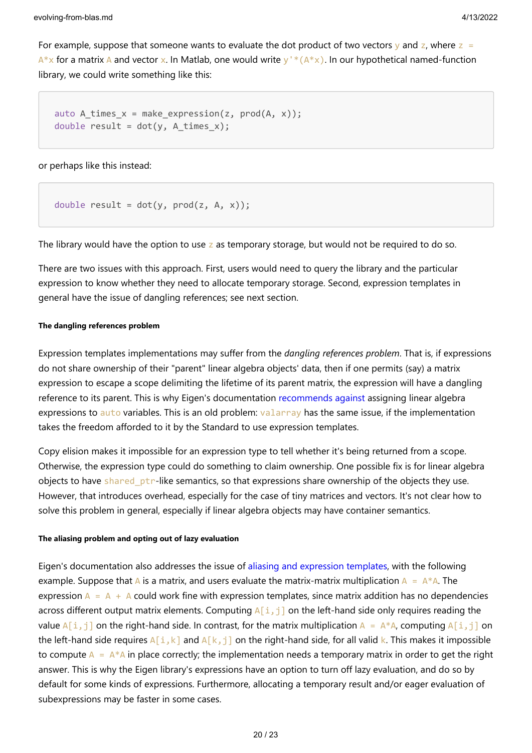For example, suppose that someone wants to evaluate the dot product of two vectors `y` and `z`, where `z = A*x` for a matrix `A` and vector `x`. In Matlab, one would write `y'*(A*x)`. In our hypothetical named-function library, we could write something like this:

```
auto A_times_x = make_expression(z, prod(A, x));
double result = dot(y, A_times_x);
```

or perhaps like this instead:

```
double result = dot(y, prod(z, A, x));
```

The library would have the option to use `z` as temporary storage, but would not be required to do so.

There are two issues with this approach. First, users would need to query the library and the particular expression to know whether they need to allocate temporary storage. Second, expression templates in general have the issue of dangling references; see next section.

##### The dangling references problem

Expression templates implementations may suffer from the *dangling references problem*. That is, if expressions do not share ownership of their "parent" linear algebra objects' data, then if one permits (say) a matrix expression to escape a scope delimiting the lifetime of its parent matrix, the expression will have a dangling reference to its parent. This is why Eigen's documentation recommends against assigning linear algebra expressions to `auto` variables. This is an old problem: `valarray` has the same issue, if the implementation takes the freedom afforded to it by the Standard to use expression templates.

Copy elision makes it impossible for an expression type to tell whether it's being returned from a scope. Otherwise, the expression type could do something to claim ownership. One possible fix is for linear algebra objects to have `shared_ptr`-like semantics, so that expressions share ownership of the objects they use. However, that introduces overhead, especially for the case of tiny matrices and vectors. It's not clear how to solve this problem in general, especially if linear algebra objects may have container semantics.

##### The aliasing problem and opting out of lazy evaluation

Eigen's documentation also addresses the issue of aliasing and expression templates, with the following example. Suppose that `A` is a matrix, and users evaluate the matrix-matrix multiplication `A = A*A`. The expression `A = A + A` could work fine with expression templates, since matrix addition has no dependencies across different output matrix elements. Computing `A[i,j]` on the left-hand side only requires reading the value `A[i,j]` on the right-hand side. In contrast, for the matrix multiplication `A = A*A`, computing `A[i,j]` on the left-hand side requires `A[i,k]` and `A[k,j]` on the right-hand side, for all valid `k`. This makes it impossible to compute `A = A*A` in place correctly; the implementation needs a temporary matrix in order to get the right answer. This is why the Eigen library's expressions have an option to turn off lazy evaluation, and do so by default for some kinds of expressions. Furthermore, allocating a temporary result and/or eager evaluation of subexpressions may be faster in some cases.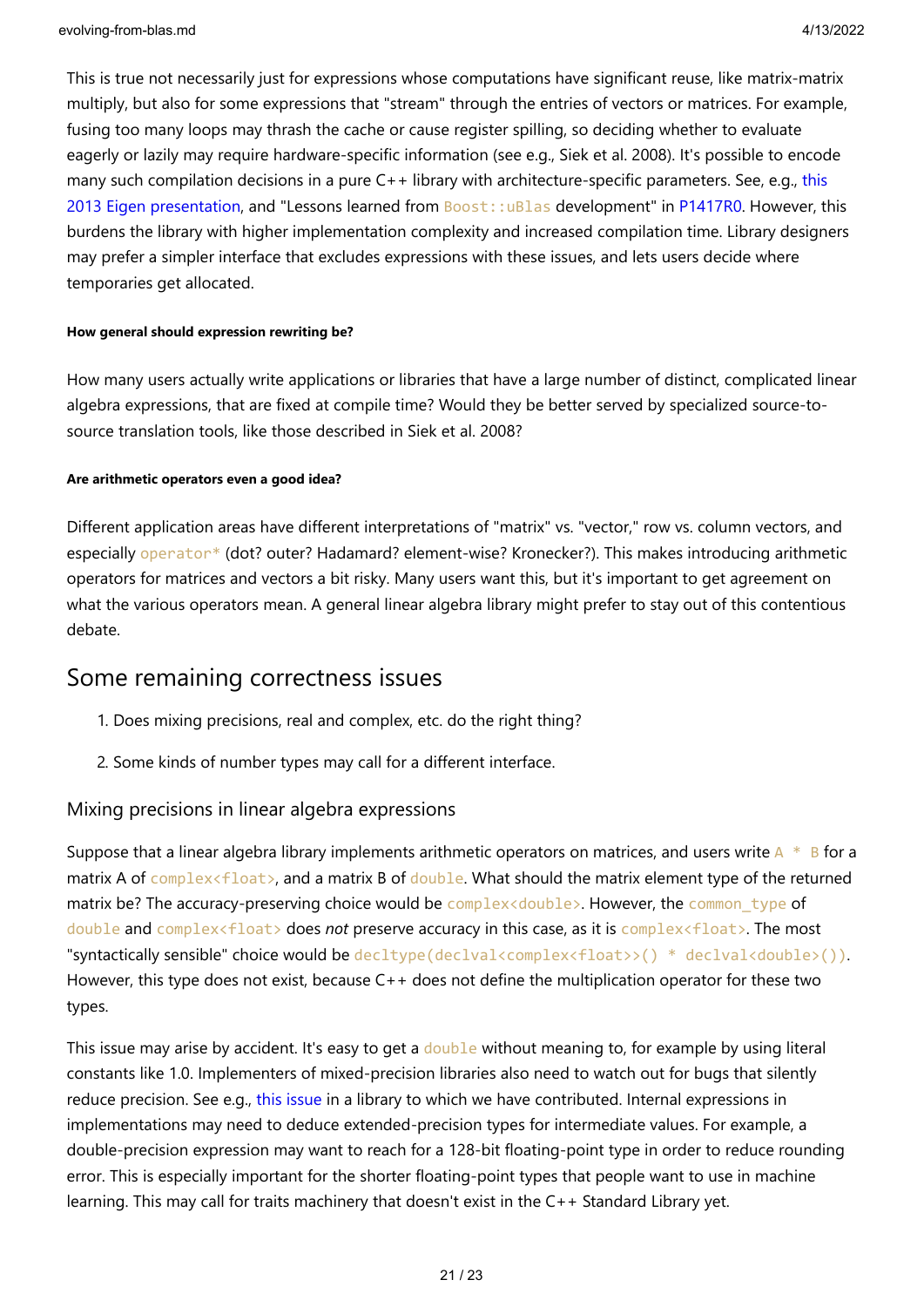This is true not necessarily just for expressions whose computations have significant reuse, like matrix-matrix multiply, but also for some expressions that "stream" through the entries of vectors or matrices. For example, fusing too many loops may thrash the cache or cause register spilling, so deciding whether to evaluate eagerly or lazily may require hardware-specific information (see e.g., Siek et al. 2008). It's possible to encode many such compilation decisions in a pure C++ library with architecture-specific parameters. See, e.g., this 2013 Eigen presentation, and "Lessons learned from `Boost::uBlas` development" in P1417R0. However, this burdens the library with higher implementation complexity and increased compilation time. Library designers may prefer a simpler interface that excludes expressions with these issues, and lets users decide where temporaries get allocated.

##### How general should expression rewriting be?

How many users actually write applications or libraries that have a large number of distinct, complicated linear algebra expressions, that are fixed at compile time? Would they be better served by specialized source-to-source translation tools, like those described in Siek et al. 2008?

##### Are arithmetic operators even a good idea?

Different application areas have different interpretations of "matrix" vs. "vector," row vs. column vectors, and especially `operator*` (dot? outer? Hadamard? element-wise? Kronecker?). This makes introducing arithmetic operators for matrices and vectors a bit risky. Many users want this, but it's important to get agreement on what the various operators mean. A general linear algebra library might prefer to stay out of this contentious debate.

## Some remaining correctness issues

1. Does mixing precisions, real and complex, etc. do the right thing?
2. Some kinds of number types may call for a different interface.

### Mixing precisions in linear algebra expressions

Suppose that a linear algebra library implements arithmetic operators on matrices, and users write `A * B` for a matrix A of `complex<float>`, and a matrix B of `double`. What should the matrix element type of the returned matrix be? The accuracy-preserving choice would be `complex<double>`. However, the `common_type` of `double` and `complex<float>` does *not* preserve accuracy in this case, as it is `complex<float>`. The most "syntactically sensible" choice would be `decltype(declval<complex<float>>() * declval<double>())`. However, this type does not exist, because C++ does not define the multiplication operator for these two types.

This issue may arise by accident. It's easy to get a `double` without meaning to, for example by using literal constants like 1.0. Implementers of mixed-precision libraries also need to watch out for bugs that silently reduce precision. See e.g., this issue in a library to which we have contributed. Internal expressions in implementations may need to deduce extended-precision types for intermediate values. For example, a double-precision expression may want to reach for a 128-bit floating-point type in order to reduce rounding error. This is especially important for the shorter floating-point types that people want to use in machine learning. This may call for traits machinery that doesn't exist in the C++ Standard Library yet.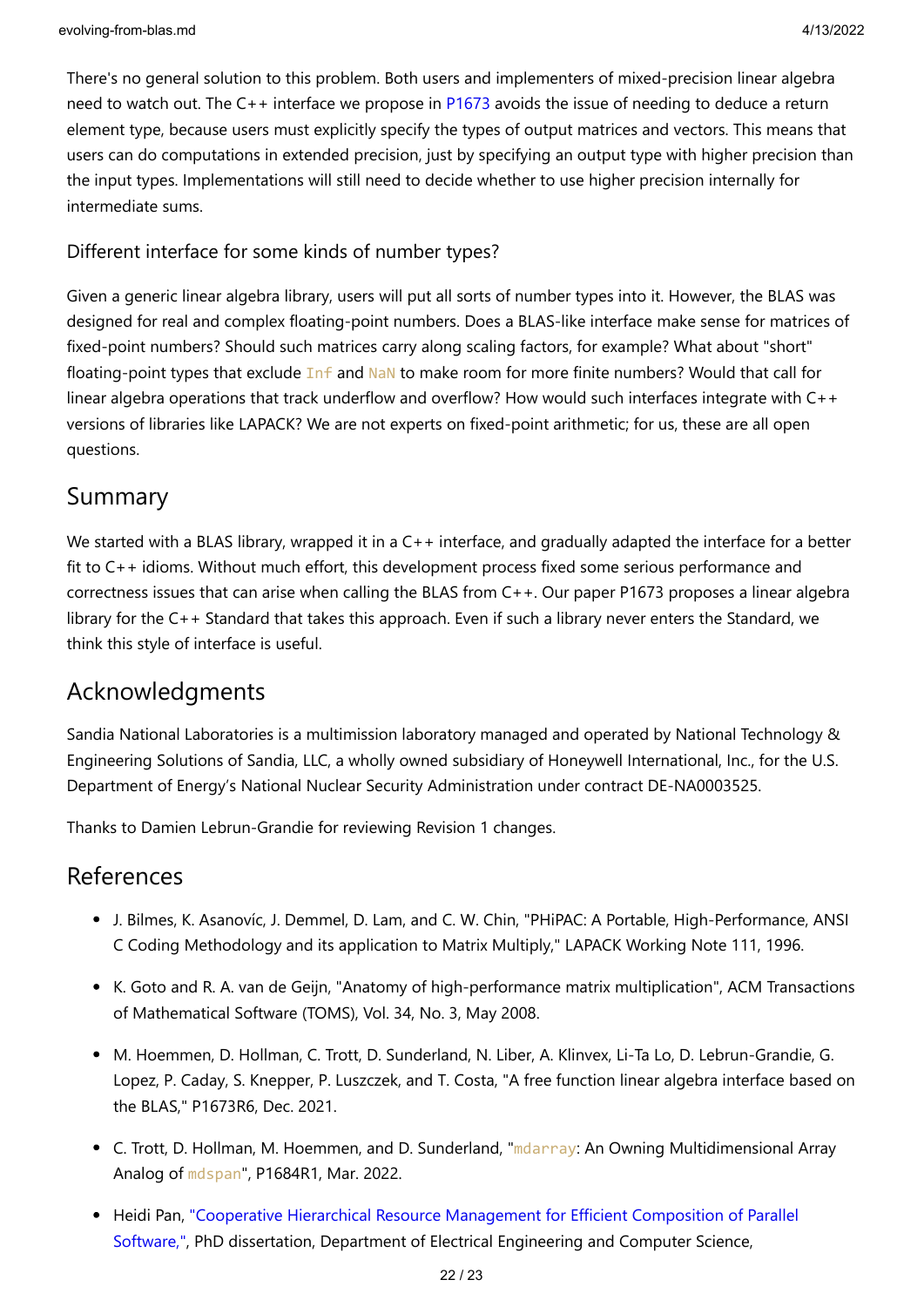There's no general solution to this problem. Both users and implementers of mixed-precision linear algebra need to watch out. The C++ interface we propose in P1673 avoids the issue of needing to deduce a return element type, because users must explicitly specify the types of output matrices and vectors. This means that users can do computations in extended precision, just by specifying an output type with higher precision than the input types. Implementations will still need to decide whether to use higher precision internally for intermediate sums.

### Different interface for some kinds of number types?

Given a generic linear algebra library, users will put all sorts of number types into it. However, the BLAS was designed for real and complex floating-point numbers. Does a BLAS-like interface make sense for matrices of fixed-point numbers? Should such matrices carry along scaling factors, for example? What about "short" floating-point types that exclude `Inf` and `NaN` to make room for more finite numbers? Would that call for linear algebra operations that track underflow and overflow? How would such interfaces integrate with C++ versions of libraries like LAPACK? We are not experts on fixed-point arithmetic; for us, these are all open questions.

## Summary

We started with a BLAS library, wrapped it in a C++ interface, and gradually adapted the interface for a better fit to C++ idioms. Without much effort, this development process fixed some serious performance and correctness issues that can arise when calling the BLAS from C++. Our paper P1673 proposes a linear algebra library for the C++ Standard that takes this approach. Even if such a library never enters the Standard, we think this style of interface is useful.

## Acknowledgments

Sandia National Laboratories is a multimission laboratory managed and operated by National Technology & Engineering Solutions of Sandia, LLC, a wholly owned subsidiary of Honeywell International, Inc., for the U.S. Department of Energy's National Nuclear Security Administration under contract DE-NA0003525.

Thanks to Damien Lebrun-Grandie for reviewing Revision 1 changes.

## References

- J. Bilmes, K. Asanovíc, J. Demmel, D. Lam, and C. W. Chin, "PHiPAC: A Portable, High-Performance, ANSI C Coding Methodology and its application to Matrix Multiply," LAPACK Working Note 111, 1996.
- K. Goto and R. A. van de Geijn, "Anatomy of high-performance matrix multiplication", ACM Transactions of Mathematical Software (TOMS), Vol. 34, No. 3, May 2008.
- M. Hoemmen, D. Hollman, C. Trott, D. Sunderland, N. Liber, A. Klinvex, Li-Ta Lo, D. Lebrun-Grandie, G. Lopez, P. Caday, S. Knepper, P. Luszczek, and T. Costa, "A free function linear algebra interface based on the BLAS," P1673R6, Dec. 2021.
- C. Trott, D. Hollman, M. Hoemmen, and D. Sunderland, "`mdarray`: An Owning Multidimensional Array Analog of `mdspan`", P1684R1, Mar. 2022.
- Heidi Pan, "Cooperative Hierarchical Resource Management for Efficient Composition of Parallel Software,", PhD dissertation, Department of Electrical Engineering and Computer Science,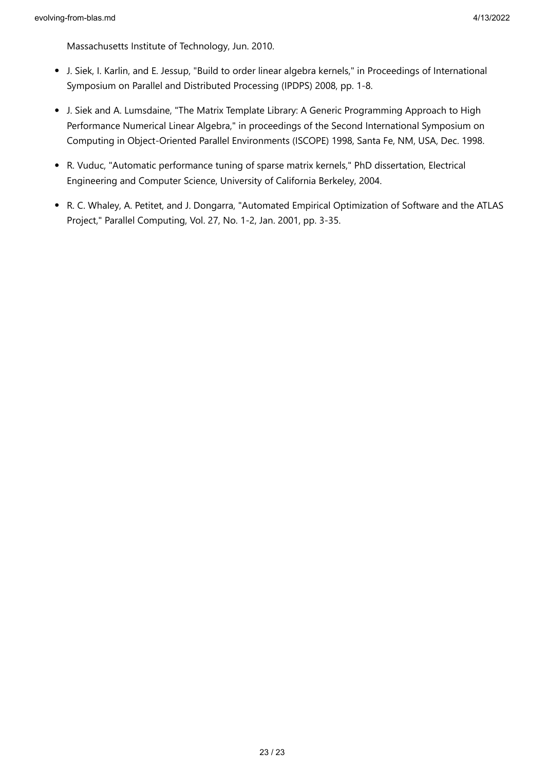Massachusetts Institute of Technology, Jun. 2010.

- J. Siek, I. Karlin, and E. Jessup, "Build to order linear algebra kernels," in Proceedings of International Symposium on Parallel and Distributed Processing (IPDPS) 2008, pp. 1-8.
- J. Siek and A. Lumsdaine, "The Matrix Template Library: A Generic Programming Approach to High Performance Numerical Linear Algebra," in proceedings of the Second International Symposium on Computing in Object-Oriented Parallel Environments (ISCOPE) 1998, Santa Fe, NM, USA, Dec. 1998.
- R. Vuduc, "Automatic performance tuning of sparse matrix kernels," PhD dissertation, Electrical Engineering and Computer Science, University of California Berkeley, 2004.
- R. C. Whaley, A. Petitet, and J. Dongarra, "Automated Empirical Optimization of Software and the ATLAS Project," Parallel Computing, Vol. 27, No. 1-2, Jan. 2001, pp. 3-35.